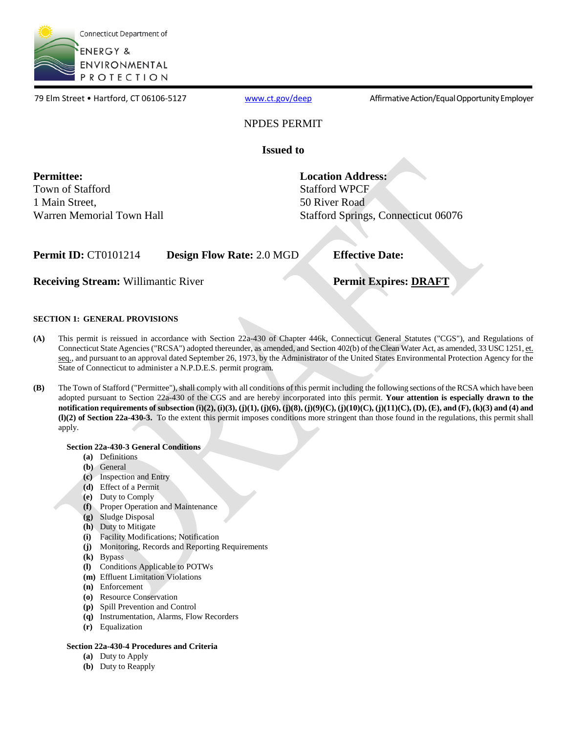Connecticut Department of ENERGY & ENVIRONMENTAL PROTECTION

79 Elm Street • Hartford, CT 06106-5127 www.ct.gov/deep Affirmative Action/Equal Opportunity Employer

# NPDES PERMIT

**Issued to**

**Permittee:**
Town of Stafford
1 Main Street,
Warren Memorial Town Hall

**Location Address:**
Stafford WPCF
50 River Road
Stafford Springs, Connecticut 06076

**Permit ID:** CT0101214 **Design Flow Rate:** 2.0 MGD **Effective Date:**

**Receiving Stream:** Willimantic River **Permit Expires:** **DRAFT**

## SECTION 1: GENERAL PROVISIONS

**(A)** This permit is reissued in accordance with Section 22a-430 of Chapter 446k, Connecticut General Statutes ("CGS"), and Regulations of Connecticut State Agencies ("RCSA") adopted thereunder, as amended, and Section 402(b) of the Clean Water Act, as amended, 33 USC 1251, et. seq., and pursuant to an approval dated September 26, 1973, by the Administrator of the United States Environmental Protection Agency for the State of Connecticut to administer a N.P.D.E.S. permit program.

**(B)** The Town of Stafford ("Permittee"), shall comply with all conditions of this permit including the following sections of the RCSA which have been adopted pursuant to Section 22a-430 of the CGS and are hereby incorporated into this permit. **Your attention is especially drawn to the notification requirements of subsection (i)(2), (i)(3), (j)(1), (j)(6), (j)(8), (j)(9)(C), (j)(10)(C), (j)(11)(C), (D), (E), and (F), (k)(3) and (4) and (l)(2) of Section 22a-430-3.** To the extent this permit imposes conditions more stringent than those found in the regulations, this permit shall apply.

**Section 22a-430-3 General Conditions**

- **(a)** Definitions
- **(b)** General
- **(c)** Inspection and Entry
- **(d)** Effect of a Permit
- **(e)** Duty to Comply
- **(f)** Proper Operation and Maintenance
- **(g)** Sludge Disposal
- **(h)** Duty to Mitigate
- **(i)** Facility Modifications; Notification
- **(j)** Monitoring, Records and Reporting Requirements
- **(k)** Bypass
- **(l)** Conditions Applicable to POTWs
- **(m)** Effluent Limitation Violations
- **(n)** Enforcement
- **(o)** Resource Conservation
- **(p)** Spill Prevention and Control
- **(q)** Instrumentation, Alarms, Flow Recorders
- **(r)** Equalization

**Section 22a-430-4 Procedures and Criteria**

- **(a)** Duty to Apply
- **(b)** Duty to Reapply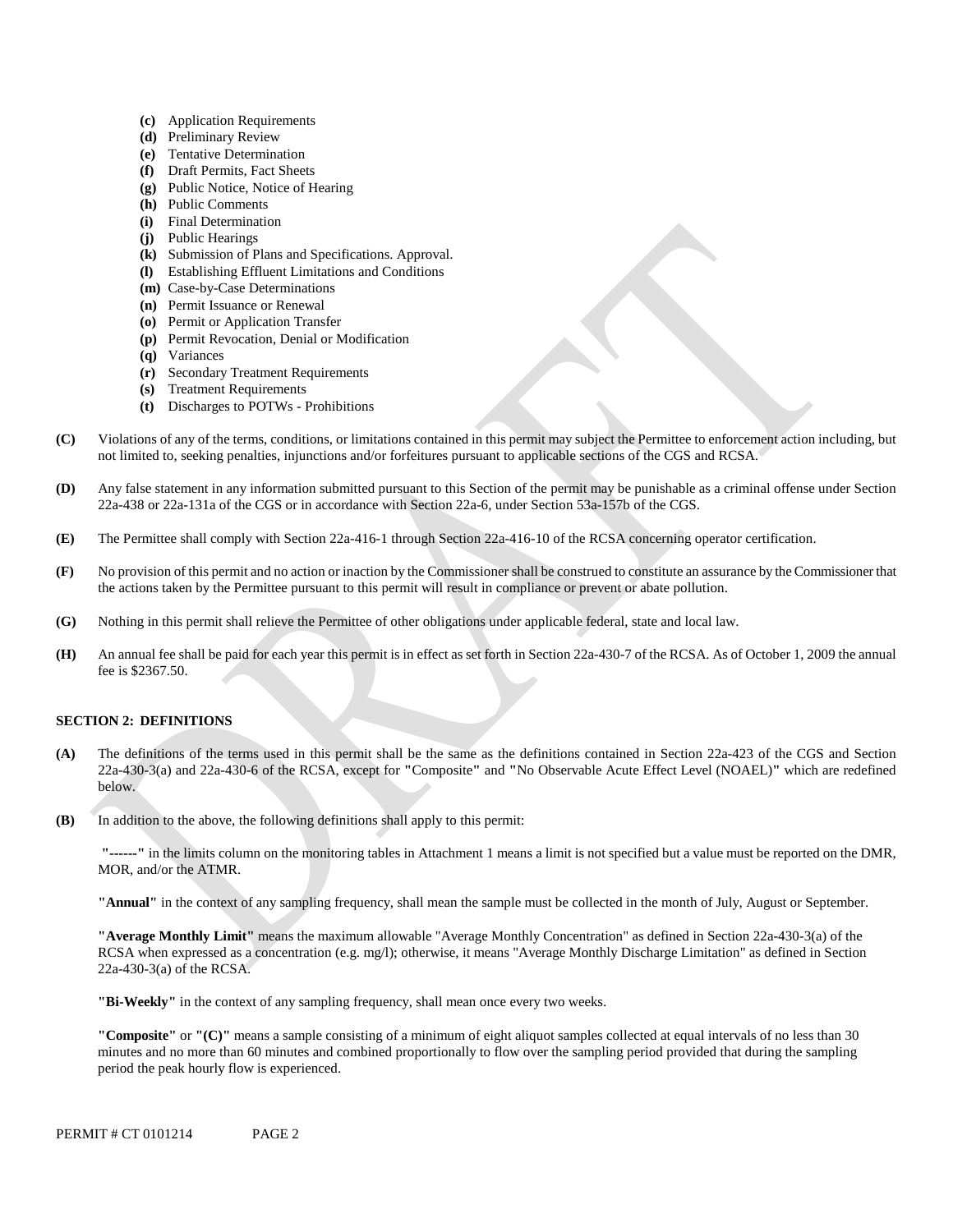- **(c)** Application Requirements
- **(d)** Preliminary Review
- **(e)** Tentative Determination
- **(f)** Draft Permits, Fact Sheets
- **(g)** Public Notice, Notice of Hearing
- **(h)** Public Comments
- **(i)** Final Determination
- **(j)** Public Hearings
- **(k)** Submission of Plans and Specifications. Approval.
- **(l)** Establishing Effluent Limitations and Conditions
- **(m)** Case-by-Case Determinations
- **(n)** Permit Issuance or Renewal
- **(o)** Permit or Application Transfer
- **(p)** Permit Revocation, Denial or Modification
- **(q)** Variances
- **(r)** Secondary Treatment Requirements
- **(s)** Treatment Requirements
- **(t)** Discharges to POTWs - Prohibitions

**(C)** Violations of any of the terms, conditions, or limitations contained in this permit may subject the Permittee to enforcement action including, but not limited to, seeking penalties, injunctions and/or forfeitures pursuant to applicable sections of the CGS and RCSA.

**(D)** Any false statement in any information submitted pursuant to this Section of the permit may be punishable as a criminal offense under Section 22a-438 or 22a-131a of the CGS or in accordance with Section 22a-6, under Section 53a-157b of the CGS.

**(E)** The Permittee shall comply with Section 22a-416-1 through Section 22a-416-10 of the RCSA concerning operator certification.

**(F)** No provision of this permit and no action or inaction by the Commissioner shall be construed to constitute an assurance by the Commissioner that the actions taken by the Permittee pursuant to this permit will result in compliance or prevent or abate pollution.

**(G)** Nothing in this permit shall relieve the Permittee of other obligations under applicable federal, state and local law.

**(H)** An annual fee shall be paid for each year this permit is in effect as set forth in Section 22a-430-7 of the RCSA. As of October 1, 2009 the annual fee is $2367.50.

## SECTION 2: DEFINITIONS

**(A)** The definitions of the terms used in this permit shall be the same as the definitions contained in Section 22a-423 of the CGS and Section 22a-430-3(a) and 22a-430-6 of the RCSA, except for **"**Composite**"** and **"**No Observable Acute Effect Level (NOAEL)**"** which are redefined below.

**(B)** In addition to the above, the following definitions shall apply to this permit:

**"------"** in the limits column on the monitoring tables in Attachment 1 means a limit is not specified but a value must be reported on the DMR, MOR, and/or the ATMR.

**"Annual"** in the context of any sampling frequency, shall mean the sample must be collected in the month of July, August or September.

**"Average Monthly Limit"** means the maximum allowable "Average Monthly Concentration" as defined in Section 22a-430-3(a) of the RCSA when expressed as a concentration (e.g. mg/l); otherwise, it means "Average Monthly Discharge Limitation" as defined in Section 22a-430-3(a) of the RCSA.

**"Bi-Weekly"** in the context of any sampling frequency, shall mean once every two weeks.

**"Composite"** or **"(C)"** means a sample consisting of a minimum of eight aliquot samples collected at equal intervals of no less than 30 minutes and no more than 60 minutes and combined proportionally to flow over the sampling period provided that during the sampling period the peak hourly flow is experienced.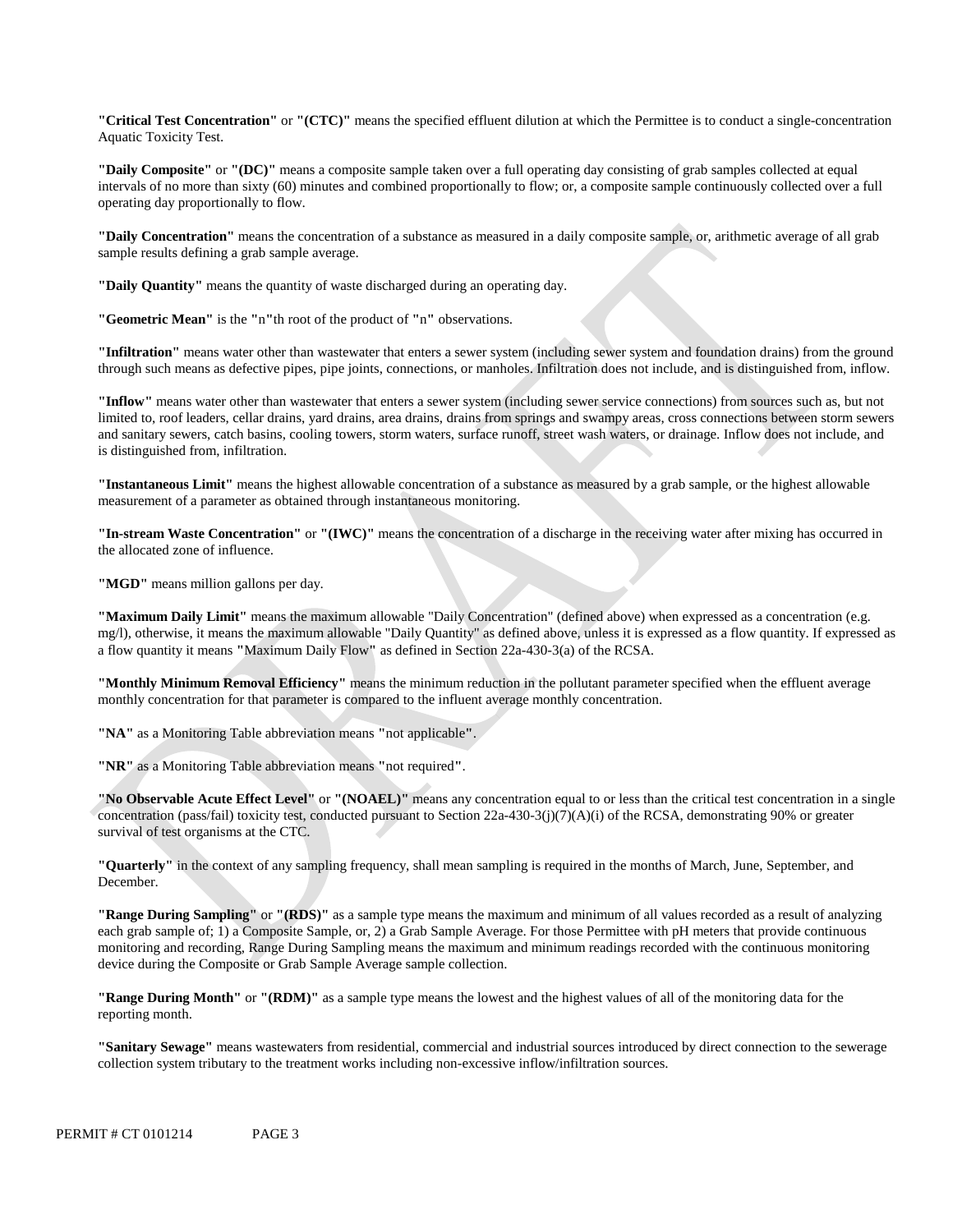**"Critical Test Concentration"** or **"(CTC)"** means the specified effluent dilution at which the Permittee is to conduct a single-concentration Aquatic Toxicity Test.

**"Daily Composite"** or **"(DC)"** means a composite sample taken over a full operating day consisting of grab samples collected at equal intervals of no more than sixty (60) minutes and combined proportionally to flow; or, a composite sample continuously collected over a full operating day proportionally to flow.

**"Daily Concentration"** means the concentration of a substance as measured in a daily composite sample, or, arithmetic average of all grab sample results defining a grab sample average.

**"Daily Quantity"** means the quantity of waste discharged during an operating day.

**"Geometric Mean"** is the **"**n**"**th root of the product of **"**n**"** observations.

**"Infiltration"** means water other than wastewater that enters a sewer system (including sewer system and foundation drains) from the ground through such means as defective pipes, pipe joints, connections, or manholes. Infiltration does not include, and is distinguished from, inflow.

**"Inflow"** means water other than wastewater that enters a sewer system (including sewer service connections) from sources such as, but not limited to, roof leaders, cellar drains, yard drains, area drains, drains from springs and swampy areas, cross connections between storm sewers and sanitary sewers, catch basins, cooling towers, storm waters, surface runoff, street wash waters, or drainage. Inflow does not include, and is distinguished from, infiltration.

**"Instantaneous Limit"** means the highest allowable concentration of a substance as measured by a grab sample, or the highest allowable measurement of a parameter as obtained through instantaneous monitoring.

**"In-stream Waste Concentration"** or **"(IWC)"** means the concentration of a discharge in the receiving water after mixing has occurred in the allocated zone of influence.

**"MGD"** means million gallons per day.

**"Maximum Daily Limit"** means the maximum allowable "Daily Concentration" (defined above) when expressed as a concentration (e.g. mg/l), otherwise, it means the maximum allowable "Daily Quantity" as defined above, unless it is expressed as a flow quantity. If expressed as a flow quantity it means **"**Maximum Daily Flow**"** as defined in Section 22a-430-3(a) of the RCSA.

**"Monthly Minimum Removal Efficiency"** means the minimum reduction in the pollutant parameter specified when the effluent average monthly concentration for that parameter is compared to the influent average monthly concentration.

**"NA"** as a Monitoring Table abbreviation means **"**not applicable**"**.

**"NR"** as a Monitoring Table abbreviation means **"**not required**"**.

**"No Observable Acute Effect Level"** or **"(NOAEL)"** means any concentration equal to or less than the critical test concentration in a single concentration (pass/fail) toxicity test, conducted pursuant to Section 22a-430-3(j)(7)(A)(i) of the RCSA, demonstrating 90% or greater survival of test organisms at the CTC.

**"Quarterly"** in the context of any sampling frequency, shall mean sampling is required in the months of March, June, September, and December.

**"Range During Sampling"** or **"(RDS)"** as a sample type means the maximum and minimum of all values recorded as a result of analyzing each grab sample of; 1) a Composite Sample, or, 2) a Grab Sample Average. For those Permittee with pH meters that provide continuous monitoring and recording, Range During Sampling means the maximum and minimum readings recorded with the continuous monitoring device during the Composite or Grab Sample Average sample collection.

**"Range During Month"** or **"(RDM)"** as a sample type means the lowest and the highest values of all of the monitoring data for the reporting month.

**"Sanitary Sewage"** means wastewaters from residential, commercial and industrial sources introduced by direct connection to the sewerage collection system tributary to the treatment works including non-excessive inflow/infiltration sources.

PERMIT # CT 0101214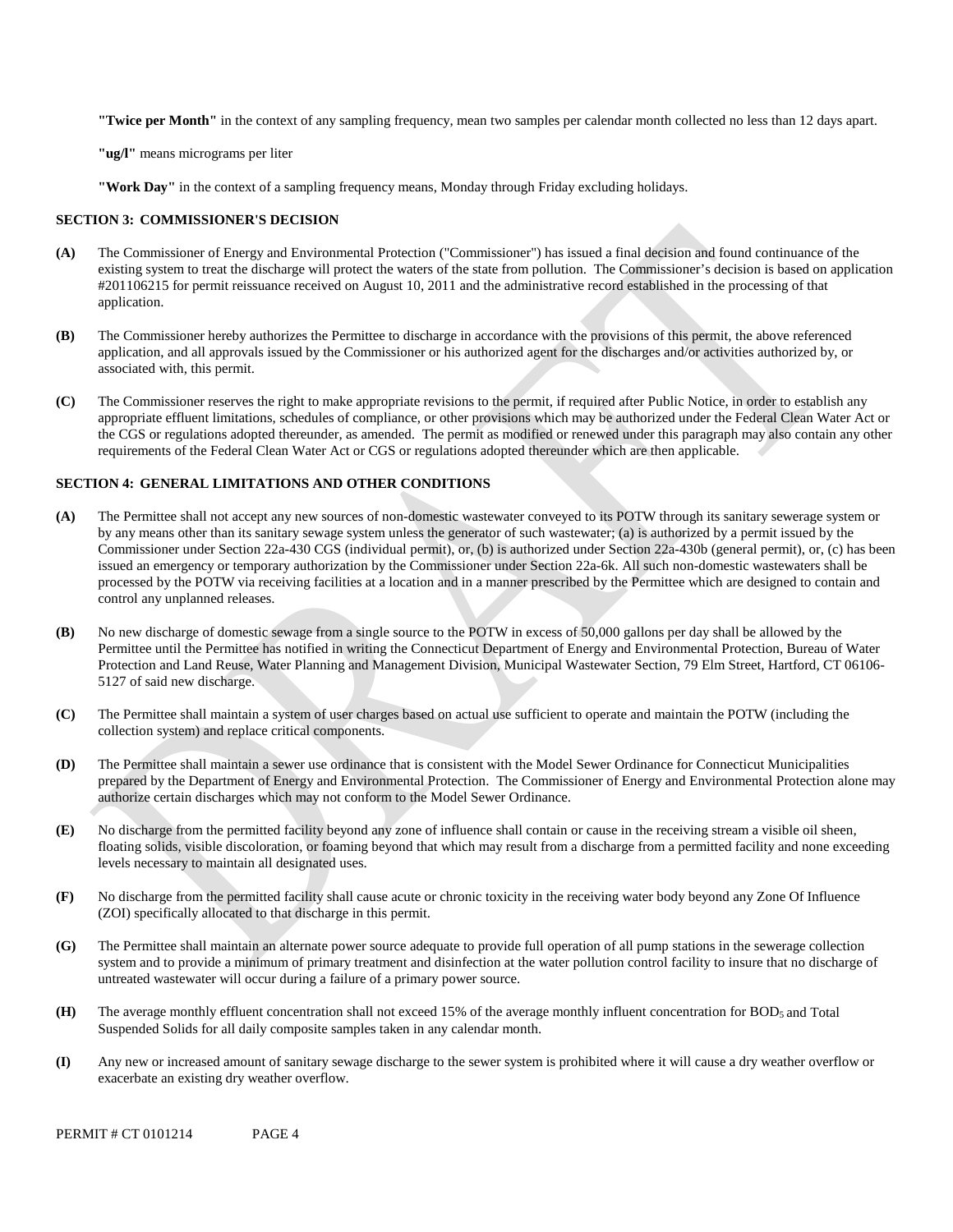**"Twice per Month"** in the context of any sampling frequency, mean two samples per calendar month collected no less than 12 days apart.

**"ug/l"** means micrograms per liter

**"Work Day"** in the context of a sampling frequency means, Monday through Friday excluding holidays.

## SECTION 3: COMMISSIONER'S DECISION

**(A)** The Commissioner of Energy and Environmental Protection ("Commissioner") has issued a final decision and found continuance of the existing system to treat the discharge will protect the waters of the state from pollution. The Commissioner's decision is based on application #201106215 for permit reissuance received on August 10, 2011 and the administrative record established in the processing of that application.

**(B)** The Commissioner hereby authorizes the Permittee to discharge in accordance with the provisions of this permit, the above referenced application, and all approvals issued by the Commissioner or his authorized agent for the discharges and/or activities authorized by, or associated with, this permit.

**(C)** The Commissioner reserves the right to make appropriate revisions to the permit, if required after Public Notice, in order to establish any appropriate effluent limitations, schedules of compliance, or other provisions which may be authorized under the Federal Clean Water Act or the CGS or regulations adopted thereunder, as amended. The permit as modified or renewed under this paragraph may also contain any other requirements of the Federal Clean Water Act or CGS or regulations adopted thereunder which are then applicable.

## SECTION 4: GENERAL LIMITATIONS AND OTHER CONDITIONS

**(A)** The Permittee shall not accept any new sources of non-domestic wastewater conveyed to its POTW through its sanitary sewerage system or by any means other than its sanitary sewage system unless the generator of such wastewater; (a) is authorized by a permit issued by the Commissioner under Section 22a-430 CGS (individual permit), or, (b) is authorized under Section 22a-430b (general permit), or, (c) has been issued an emergency or temporary authorization by the Commissioner under Section 22a-6k. All such non-domestic wastewaters shall be processed by the POTW via receiving facilities at a location and in a manner prescribed by the Permittee which are designed to contain and control any unplanned releases.

**(B)** No new discharge of domestic sewage from a single source to the POTW in excess of 50,000 gallons per day shall be allowed by the Permittee until the Permittee has notified in writing the Connecticut Department of Energy and Environmental Protection, Bureau of Water Protection and Land Reuse, Water Planning and Management Division, Municipal Wastewater Section, 79 Elm Street, Hartford, CT 06106-5127 of said new discharge.

**(C)** The Permittee shall maintain a system of user charges based on actual use sufficient to operate and maintain the POTW (including the collection system) and replace critical components.

**(D)** The Permittee shall maintain a sewer use ordinance that is consistent with the Model Sewer Ordinance for Connecticut Municipalities prepared by the Department of Energy and Environmental Protection. The Commissioner of Energy and Environmental Protection alone may authorize certain discharges which may not conform to the Model Sewer Ordinance.

**(E)** No discharge from the permitted facility beyond any zone of influence shall contain or cause in the receiving stream a visible oil sheen, floating solids, visible discoloration, or foaming beyond that which may result from a discharge from a permitted facility and none exceeding levels necessary to maintain all designated uses.

**(F)** No discharge from the permitted facility shall cause acute or chronic toxicity in the receiving water body beyond any Zone Of Influence (ZOI) specifically allocated to that discharge in this permit.

**(G)** The Permittee shall maintain an alternate power source adequate to provide full operation of all pump stations in the sewerage collection system and to provide a minimum of primary treatment and disinfection at the water pollution control facility to insure that no discharge of untreated wastewater will occur during a failure of a primary power source.

**(H)** The average monthly effluent concentration shall not exceed 15% of the average monthly influent concentration for $BOD_5$ and Total Suspended Solids for all daily composite samples taken in any calendar month.

**(I)** Any new or increased amount of sanitary sewage discharge to the sewer system is prohibited where it will cause a dry weather overflow or exacerbate an existing dry weather overflow.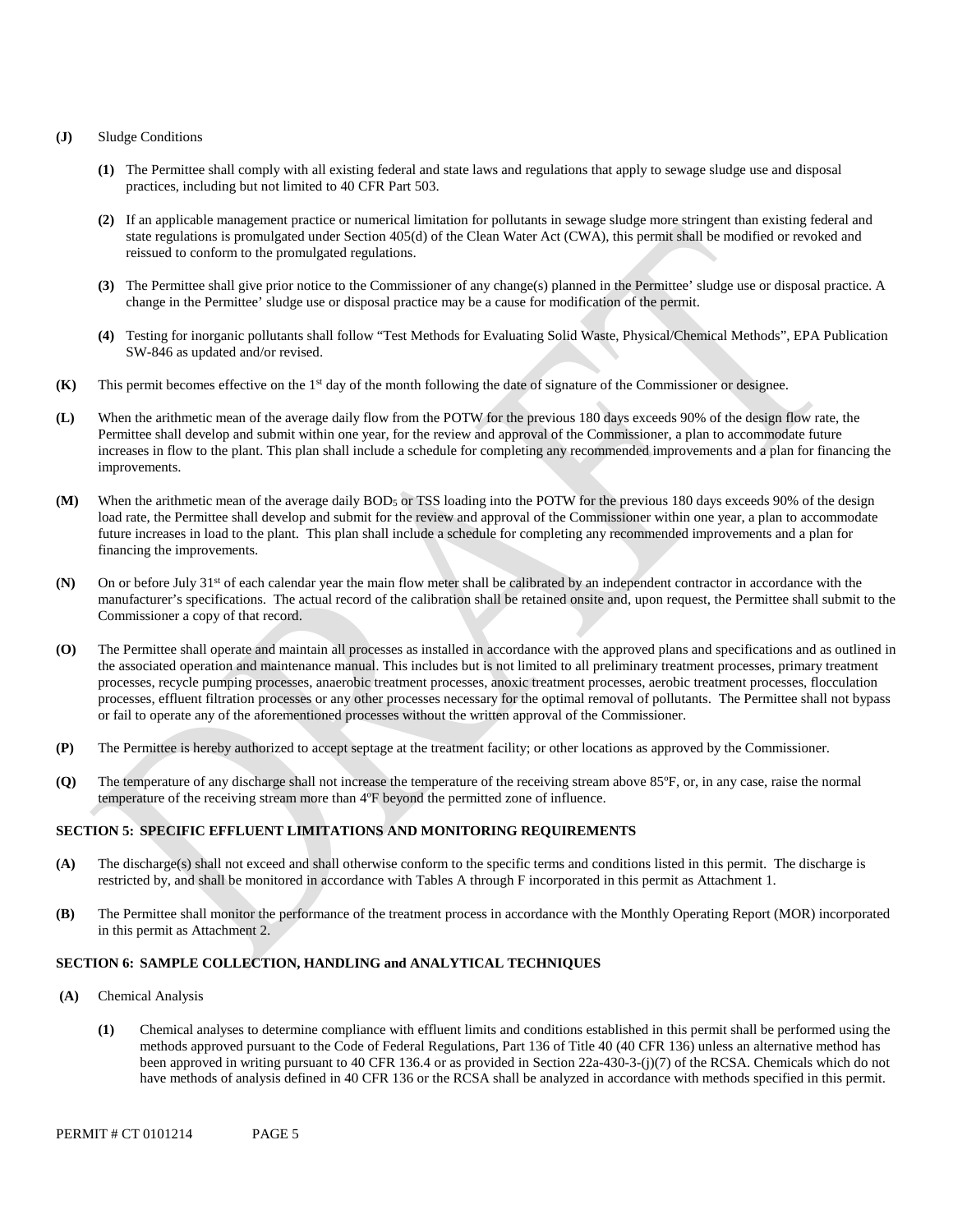**(J)** Sludge Conditions

**(1)** The Permittee shall comply with all existing federal and state laws and regulations that apply to sewage sludge use and disposal practices, including but not limited to 40 CFR Part 503.

**(2)** If an applicable management practice or numerical limitation for pollutants in sewage sludge more stringent than existing federal and state regulations is promulgated under Section 405(d) of the Clean Water Act (CWA), this permit shall be modified or revoked and reissued to conform to the promulgated regulations.

**(3)** The Permittee shall give prior notice to the Commissioner of any change(s) planned in the Permittee' sludge use or disposal practice. A change in the Permittee' sludge use or disposal practice may be a cause for modification of the permit.

**(4)** Testing for inorganic pollutants shall follow "Test Methods for Evaluating Solid Waste, Physical/Chemical Methods", EPA Publication SW-846 as updated and/or revised.

**(K)** This permit becomes effective on the 1st day of the month following the date of signature of the Commissioner or designee.

**(L)** When the arithmetic mean of the average daily flow from the POTW for the previous 180 days exceeds 90% of the design flow rate, the Permittee shall develop and submit within one year, for the review and approval of the Commissioner, a plan to accommodate future increases in flow to the plant. This plan shall include a schedule for completing any recommended improvements and a plan for financing the improvements.

**(M)** When the arithmetic mean of the average daily $BOD_5$ or TSS loading into the POTW for the previous 180 days exceeds 90% of the design load rate, the Permittee shall develop and submit for the review and approval of the Commissioner within one year, a plan to accommodate future increases in load to the plant. This plan shall include a schedule for completing any recommended improvements and a plan for financing the improvements.

**(N)** On or before July 31st of each calendar year the main flow meter shall be calibrated by an independent contractor in accordance with the manufacturer's specifications. The actual record of the calibration shall be retained onsite and, upon request, the Permittee shall submit to the Commissioner a copy of that record.

**(O)** The Permittee shall operate and maintain all processes as installed in accordance with the approved plans and specifications and as outlined in the associated operation and maintenance manual. This includes but is not limited to all preliminary treatment processes, primary treatment processes, recycle pumping processes, anaerobic treatment processes, anoxic treatment processes, aerobic treatment processes, flocculation processes, effluent filtration processes or any other processes necessary for the optimal removal of pollutants. The Permittee shall not bypass or fail to operate any of the aforementioned processes without the written approval of the Commissioner.

**(P)** The Permittee is hereby authorized to accept septage at the treatment facility; or other locations as approved by the Commissioner.

**(Q)** The temperature of any discharge shall not increase the temperature of the receiving stream above 85ºF, or, in any case, raise the normal temperature of the receiving stream more than 4ºF beyond the permitted zone of influence.

## SECTION 5: SPECIFIC EFFLUENT LIMITATIONS AND MONITORING REQUIREMENTS

**(A)** The discharge(s) shall not exceed and shall otherwise conform to the specific terms and conditions listed in this permit. The discharge is restricted by, and shall be monitored in accordance with Tables A through F incorporated in this permit as Attachment 1.

**(B)** The Permittee shall monitor the performance of the treatment process in accordance with the Monthly Operating Report (MOR) incorporated in this permit as Attachment 2.

## SECTION 6: SAMPLE COLLECTION, HANDLING and ANALYTICAL TECHNIQUES

**(A)** Chemical Analysis

**(1)** Chemical analyses to determine compliance with effluent limits and conditions established in this permit shall be performed using the methods approved pursuant to the Code of Federal Regulations, Part 136 of Title 40 (40 CFR 136) unless an alternative method has been approved in writing pursuant to 40 CFR 136.4 or as provided in Section 22a-430-3-(j)(7) of the RCSA. Chemicals which do not have methods of analysis defined in 40 CFR 136 or the RCSA shall be analyzed in accordance with methods specified in this permit.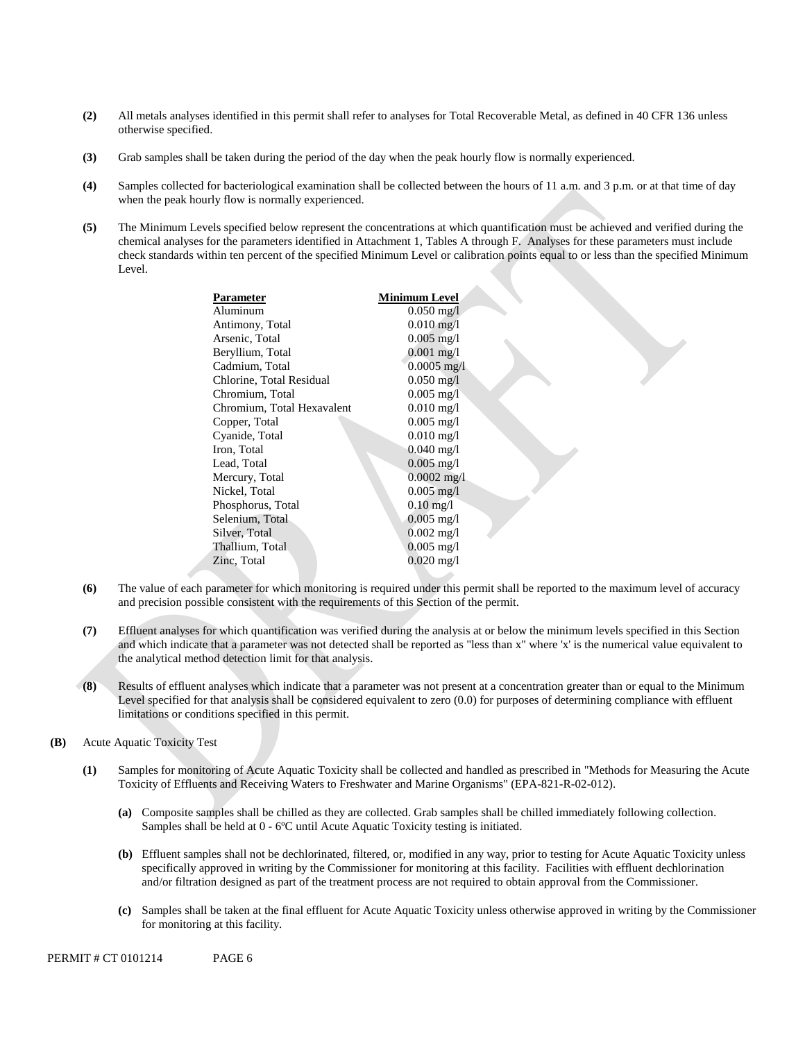**(2)** All metals analyses identified in this permit shall refer to analyses for Total Recoverable Metal, as defined in 40 CFR 136 unless otherwise specified.

**(3)** Grab samples shall be taken during the period of the day when the peak hourly flow is normally experienced.

**(4)** Samples collected for bacteriological examination shall be collected between the hours of 11 a.m. and 3 p.m. or at that time of day when the peak hourly flow is normally experienced.

**(5)** The Minimum Levels specified below represent the concentrations at which quantification must be achieved and verified during the chemical analyses for the parameters identified in Attachment 1, Tables A through F. Analyses for these parameters must include check standards within ten percent of the specified Minimum Level or calibration points equal to or less than the specified Minimum Level.

| Parameter | Minimum Level |
| --- | --- |
| Aluminum | 0.050 mg/l |
| Antimony, Total | 0.010 mg/l |
| Arsenic, Total | 0.005 mg/l |
| Beryllium, Total | 0.001 mg/l |
| Cadmium, Total | 0.0005 mg/l |
| Chlorine, Total Residual | 0.050 mg/l |
| Chromium, Total | 0.005 mg/l |
| Chromium, Total Hexavalent | 0.010 mg/l |
| Copper, Total | 0.005 mg/l |
| Cyanide, Total | 0.010 mg/l |
| Iron, Total | 0.040 mg/l |
| Lead, Total | 0.005 mg/l |
| Mercury, Total | 0.0002 mg/l |
| Nickel, Total | 0.005 mg/l |
| Phosphorus, Total | 0.10 mg/l |
| Selenium, Total | 0.005 mg/l |
| Silver, Total | 0.002 mg/l |
| Thallium, Total | 0.005 mg/l |
| Zinc, Total | 0.020 mg/l |

**(6)** The value of each parameter for which monitoring is required under this permit shall be reported to the maximum level of accuracy and precision possible consistent with the requirements of this Section of the permit.

**(7)** Effluent analyses for which quantification was verified during the analysis at or below the minimum levels specified in this Section and which indicate that a parameter was not detected shall be reported as "less than x" where 'x' is the numerical value equivalent to the analytical method detection limit for that analysis.

**(8)** Results of effluent analyses which indicate that a parameter was not present at a concentration greater than or equal to the Minimum Level specified for that analysis shall be considered equivalent to zero (0.0) for purposes of determining compliance with effluent limitations or conditions specified in this permit.

**(B)** Acute Aquatic Toxicity Test

**(1)** Samples for monitoring of Acute Aquatic Toxicity shall be collected and handled as prescribed in "Methods for Measuring the Acute Toxicity of Effluents and Receiving Waters to Freshwater and Marine Organisms" (EPA-821-R-02-012).

**(a)** Composite samples shall be chilled as they are collected. Grab samples shall be chilled immediately following collection. Samples shall be held at 0 - 6ºC until Acute Aquatic Toxicity testing is initiated.

**(b)** Effluent samples shall not be dechlorinated, filtered, or, modified in any way, prior to testing for Acute Aquatic Toxicity unless specifically approved in writing by the Commissioner for monitoring at this facility. Facilities with effluent dechlorination and/or filtration designed as part of the treatment process are not required to obtain approval from the Commissioner.

**(c)** Samples shall be taken at the final effluent for Acute Aquatic Toxicity unless otherwise approved in writing by the Commissioner for monitoring at this facility.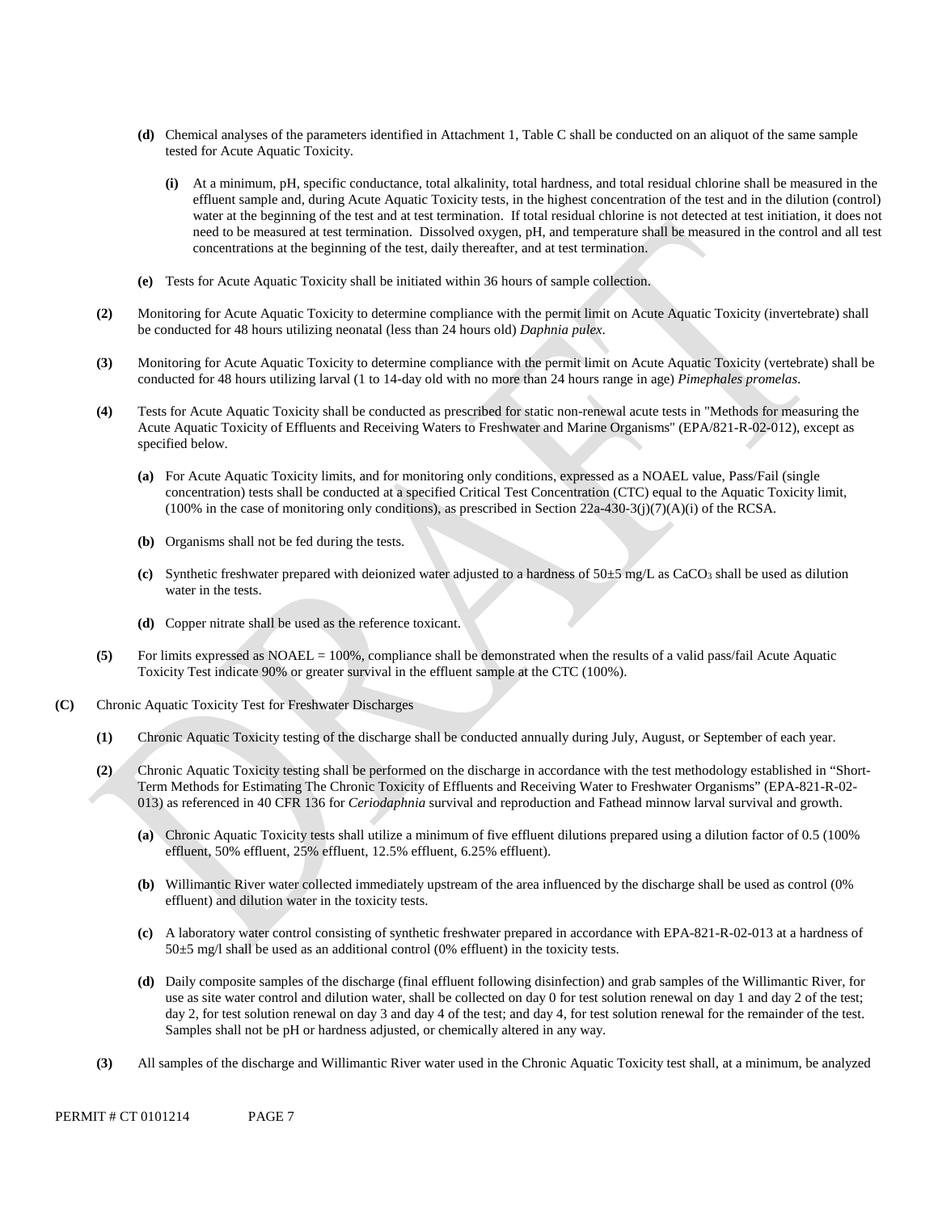**(d)** Chemical analyses of the parameters identified in Attachment 1, Table C shall be conducted on an aliquot of the same sample tested for Acute Aquatic Toxicity.

**(i)** At a minimum, pH, specific conductance, total alkalinity, total hardness, and total residual chlorine shall be measured in the effluent sample and, during Acute Aquatic Toxicity tests, in the highest concentration of the test and in the dilution (control) water at the beginning of the test and at test termination. If total residual chlorine is not detected at test initiation, it does not need to be measured at test termination. Dissolved oxygen, pH, and temperature shall be measured in the control and all test concentrations at the beginning of the test, daily thereafter, and at test termination.

**(e)** Tests for Acute Aquatic Toxicity shall be initiated within 36 hours of sample collection.

**(2)** Monitoring for Acute Aquatic Toxicity to determine compliance with the permit limit on Acute Aquatic Toxicity (invertebrate) shall be conducted for 48 hours utilizing neonatal (less than 24 hours old) *Daphnia pulex*.

**(3)** Monitoring for Acute Aquatic Toxicity to determine compliance with the permit limit on Acute Aquatic Toxicity (vertebrate) shall be conducted for 48 hours utilizing larval (1 to 14-day old with no more than 24 hours range in age) *Pimephales promelas*.

**(4)** Tests for Acute Aquatic Toxicity shall be conducted as prescribed for static non-renewal acute tests in "Methods for measuring the Acute Aquatic Toxicity of Effluents and Receiving Waters to Freshwater and Marine Organisms" (EPA/821-R-02-012), except as specified below.

**(a)** For Acute Aquatic Toxicity limits, and for monitoring only conditions, expressed as a NOAEL value, Pass/Fail (single concentration) tests shall be conducted at a specified Critical Test Concentration (CTC) equal to the Aquatic Toxicity limit, (100% in the case of monitoring only conditions), as prescribed in Section 22a-430-3(j)(7)(A)(i) of the RCSA.

**(b)** Organisms shall not be fed during the tests.

**(c)** Synthetic freshwater prepared with deionized water adjusted to a hardness of 50±5 mg/L as $CaCO_3$ shall be used as dilution water in the tests.

**(d)** Copper nitrate shall be used as the reference toxicant.

**(5)** For limits expressed as NOAEL = 100%, compliance shall be demonstrated when the results of a valid pass/fail Acute Aquatic Toxicity Test indicate 90% or greater survival in the effluent sample at the CTC (100%).

**(C)** Chronic Aquatic Toxicity Test for Freshwater Discharges

**(1)** Chronic Aquatic Toxicity testing of the discharge shall be conducted annually during July, August, or September of each year.

**(2)** Chronic Aquatic Toxicity testing shall be performed on the discharge in accordance with the test methodology established in "Short-Term Methods for Estimating The Chronic Toxicity of Effluents and Receiving Water to Freshwater Organisms" (EPA-821-R-02-013) as referenced in 40 CFR 136 for *Ceriodaphnia* survival and reproduction and Fathead minnow larval survival and growth.

**(a)** Chronic Aquatic Toxicity tests shall utilize a minimum of five effluent dilutions prepared using a dilution factor of 0.5 (100% effluent, 50% effluent, 25% effluent, 12.5% effluent, 6.25% effluent).

**(b)** Willimantic River water collected immediately upstream of the area influenced by the discharge shall be used as control (0% effluent) and dilution water in the toxicity tests.

**(c)** A laboratory water control consisting of synthetic freshwater prepared in accordance with EPA-821-R-02-013 at a hardness of 50±5 mg/l shall be used as an additional control (0% effluent) in the toxicity tests.

**(d)** Daily composite samples of the discharge (final effluent following disinfection) and grab samples of the Willimantic River, for use as site water control and dilution water, shall be collected on day 0 for test solution renewal on day 1 and day 2 of the test; day 2, for test solution renewal on day 3 and day 4 of the test; and day 4, for test solution renewal for the remainder of the test. Samples shall not be pH or hardness adjusted, or chemically altered in any way.

**(3)** All samples of the discharge and Willimantic River water used in the Chronic Aquatic Toxicity test shall, at a minimum, be analyzed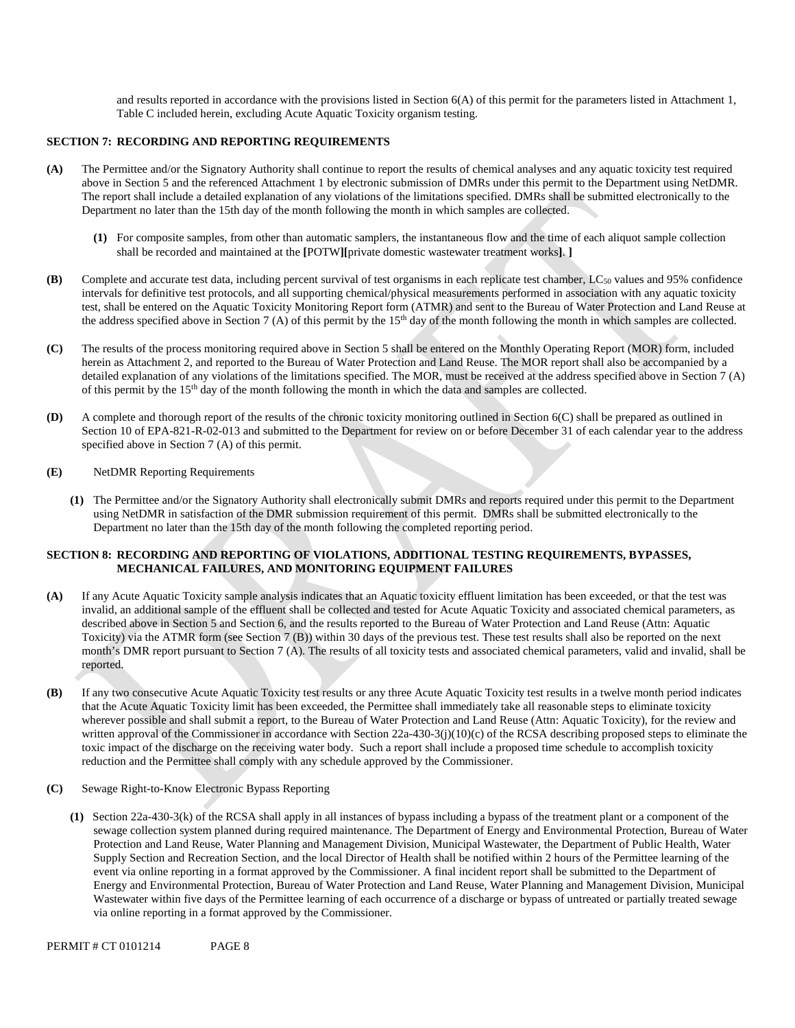and results reported in accordance with the provisions listed in Section 6(A) of this permit for the parameters listed in Attachment 1, Table C included herein, excluding Acute Aquatic Toxicity organism testing.

**SECTION 7: RECORDING AND REPORTING REQUIREMENTS**

**(A)** The Permittee and/or the Signatory Authority shall continue to report the results of chemical analyses and any aquatic toxicity test required above in Section 5 and the referenced Attachment 1 by electronic submission of DMRs under this permit to the Department using NetDMR. The report shall include a detailed explanation of any violations of the limitations specified. DMRs shall be submitted electronically to the Department no later than the 15th day of the month following the month in which samples are collected.

**(1)** For composite samples, from other than automatic samplers, the instantaneous flow and the time of each aliquot sample collection shall be recorded and maintained at the **[**POTW**][**private domestic wastewater treatment works**]**. **]**

**(B)** Complete and accurate test data, including percent survival of test organisms in each replicate test chamber, $LC_{50}$ values and 95% confidence intervals for definitive test protocols, and all supporting chemical/physical measurements performed in association with any aquatic toxicity test, shall be entered on the Aquatic Toxicity Monitoring Report form (ATMR) and sent to the Bureau of Water Protection and Land Reuse at the address specified above in Section 7 (A) of this permit by the 15th day of the month following the month in which samples are collected.

**(C)** The results of the process monitoring required above in Section 5 shall be entered on the Monthly Operating Report (MOR) form, included herein as Attachment 2, and reported to the Bureau of Water Protection and Land Reuse. The MOR report shall also be accompanied by a detailed explanation of any violations of the limitations specified. The MOR, must be received at the address specified above in Section 7 (A) of this permit by the 15th day of the month following the month in which the data and samples are collected.

**(D)** A complete and thorough report of the results of the chronic toxicity monitoring outlined in Section 6(C) shall be prepared as outlined in Section 10 of EPA-821-R-02-013 and submitted to the Department for review on or before December 31 of each calendar year to the address specified above in Section 7 (A) of this permit.

**(E)** NetDMR Reporting Requirements

**(1)** The Permittee and/or the Signatory Authority shall electronically submit DMRs and reports required under this permit to the Department using NetDMR in satisfaction of the DMR submission requirement of this permit. DMRs shall be submitted electronically to the Department no later than the 15th day of the month following the completed reporting period.

**SECTION 8: RECORDING AND REPORTING OF VIOLATIONS, ADDITIONAL TESTING REQUIREMENTS, BYPASSES, MECHANICAL FAILURES, AND MONITORING EQUIPMENT FAILURES**

**(A)** If any Acute Aquatic Toxicity sample analysis indicates that an Aquatic toxicity effluent limitation has been exceeded, or that the test was invalid, an additional sample of the effluent shall be collected and tested for Acute Aquatic Toxicity and associated chemical parameters, as described above in Section 5 and Section 6, and the results reported to the Bureau of Water Protection and Land Reuse (Attn: Aquatic Toxicity) via the ATMR form (see Section 7 (B)) within 30 days of the previous test. These test results shall also be reported on the next month's DMR report pursuant to Section 7 (A). The results of all toxicity tests and associated chemical parameters, valid and invalid, shall be reported.

**(B)** If any two consecutive Acute Aquatic Toxicity test results or any three Acute Aquatic Toxicity test results in a twelve month period indicates that the Acute Aquatic Toxicity limit has been exceeded, the Permittee shall immediately take all reasonable steps to eliminate toxicity wherever possible and shall submit a report, to the Bureau of Water Protection and Land Reuse (Attn: Aquatic Toxicity), for the review and written approval of the Commissioner in accordance with Section 22a-430-3(j)(10)(c) of the RCSA describing proposed steps to eliminate the toxic impact of the discharge on the receiving water body. Such a report shall include a proposed time schedule to accomplish toxicity reduction and the Permittee shall comply with any schedule approved by the Commissioner.

**(C)** Sewage Right-to-Know Electronic Bypass Reporting

**(1)** Section 22a-430-3(k) of the RCSA shall apply in all instances of bypass including a bypass of the treatment plant or a component of the sewage collection system planned during required maintenance. The Department of Energy and Environmental Protection, Bureau of Water Protection and Land Reuse, Water Planning and Management Division, Municipal Wastewater, the Department of Public Health, Water Supply Section and Recreation Section, and the local Director of Health shall be notified within 2 hours of the Permittee learning of the event via online reporting in a format approved by the Commissioner. A final incident report shall be submitted to the Department of Energy and Environmental Protection, Bureau of Water Protection and Land Reuse, Water Planning and Management Division, Municipal Wastewater within five days of the Permittee learning of each occurrence of a discharge or bypass of untreated or partially treated sewage via online reporting in a format approved by the Commissioner.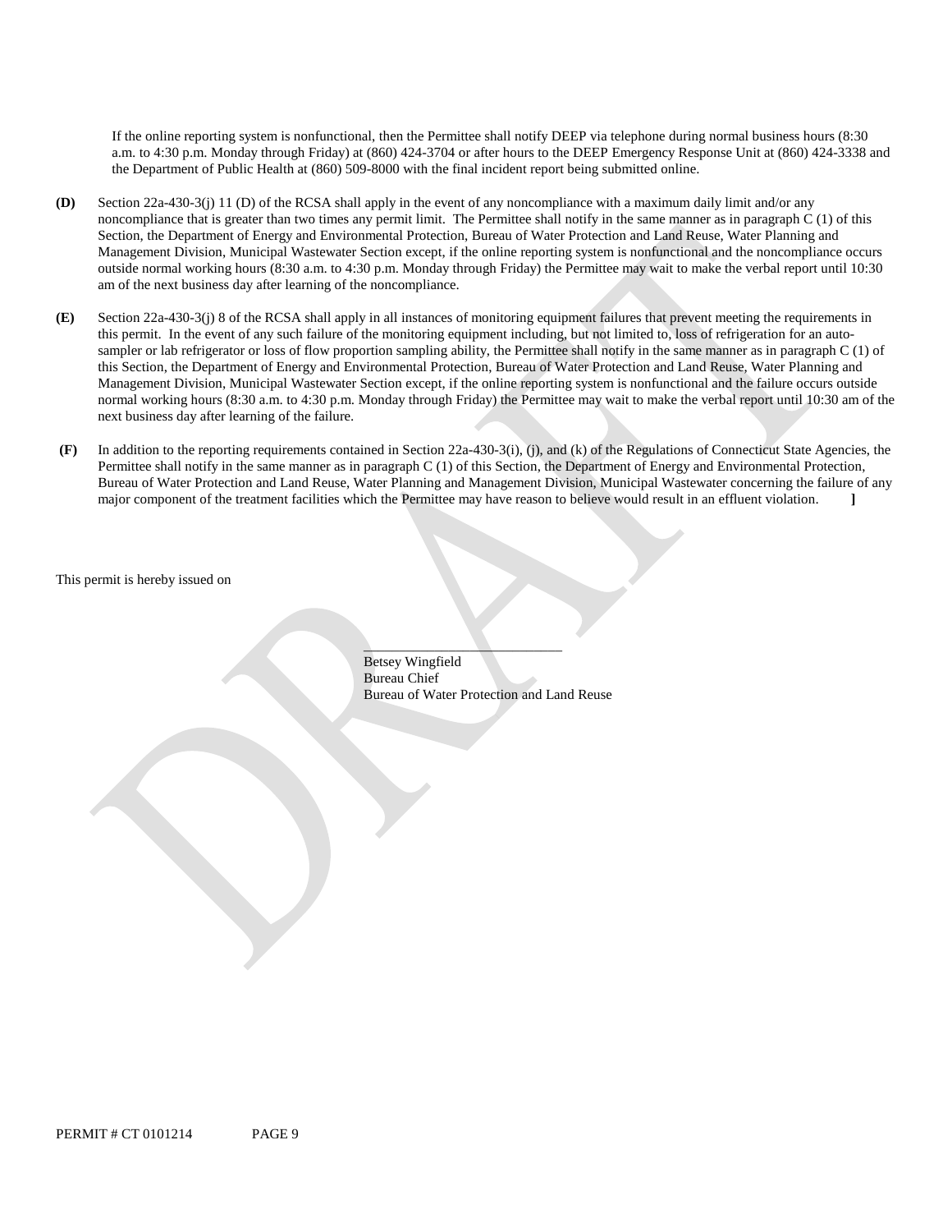If the online reporting system is nonfunctional, then the Permittee shall notify DEEP via telephone during normal business hours (8:30 a.m. to 4:30 p.m. Monday through Friday) at (860) 424-3704 or after hours to the DEEP Emergency Response Unit at (860) 424-3338 and the Department of Public Health at (860) 509-8000 with the final incident report being submitted online.

**(D)** Section 22a-430-3(j) 11 (D) of the RCSA shall apply in the event of any noncompliance with a maximum daily limit and/or any noncompliance that is greater than two times any permit limit. The Permittee shall notify in the same manner as in paragraph C (1) of this Section, the Department of Energy and Environmental Protection, Bureau of Water Protection and Land Reuse, Water Planning and Management Division, Municipal Wastewater Section except, if the online reporting system is nonfunctional and the noncompliance occurs outside normal working hours (8:30 a.m. to 4:30 p.m. Monday through Friday) the Permittee may wait to make the verbal report until 10:30 am of the next business day after learning of the noncompliance.

**(E)** Section 22a-430-3(j) 8 of the RCSA shall apply in all instances of monitoring equipment failures that prevent meeting the requirements in this permit. In the event of any such failure of the monitoring equipment including, but not limited to, loss of refrigeration for an auto-sampler or lab refrigerator or loss of flow proportion sampling ability, the Permittee shall notify in the same manner as in paragraph C (1) of this Section, the Department of Energy and Environmental Protection, Bureau of Water Protection and Land Reuse, Water Planning and Management Division, Municipal Wastewater Section except, if the online reporting system is nonfunctional and the failure occurs outside normal working hours (8:30 a.m. to 4:30 p.m. Monday through Friday) the Permittee may wait to make the verbal report until 10:30 am of the next business day after learning of the failure.

**(F)** In addition to the reporting requirements contained in Section 22a-430-3(i), (j), and (k) of the Regulations of Connecticut State Agencies, the Permittee shall notify in the same manner as in paragraph C (1) of this Section, the Department of Energy and Environmental Protection, Bureau of Water Protection and Land Reuse, Water Planning and Management Division, Municipal Wastewater concerning the failure of any major component of the treatment facilities which the Permittee may have reason to believe would result in an effluent violation. **]**

This permit is hereby issued on

\_\_\_\_\_\_\_\_\_\_\_\_\_\_\_\_\_\_\_\_\_\_\_\_\_\_\_\_

Betsey Wingfield
Bureau Chief
Bureau of Water Protection and Land Reuse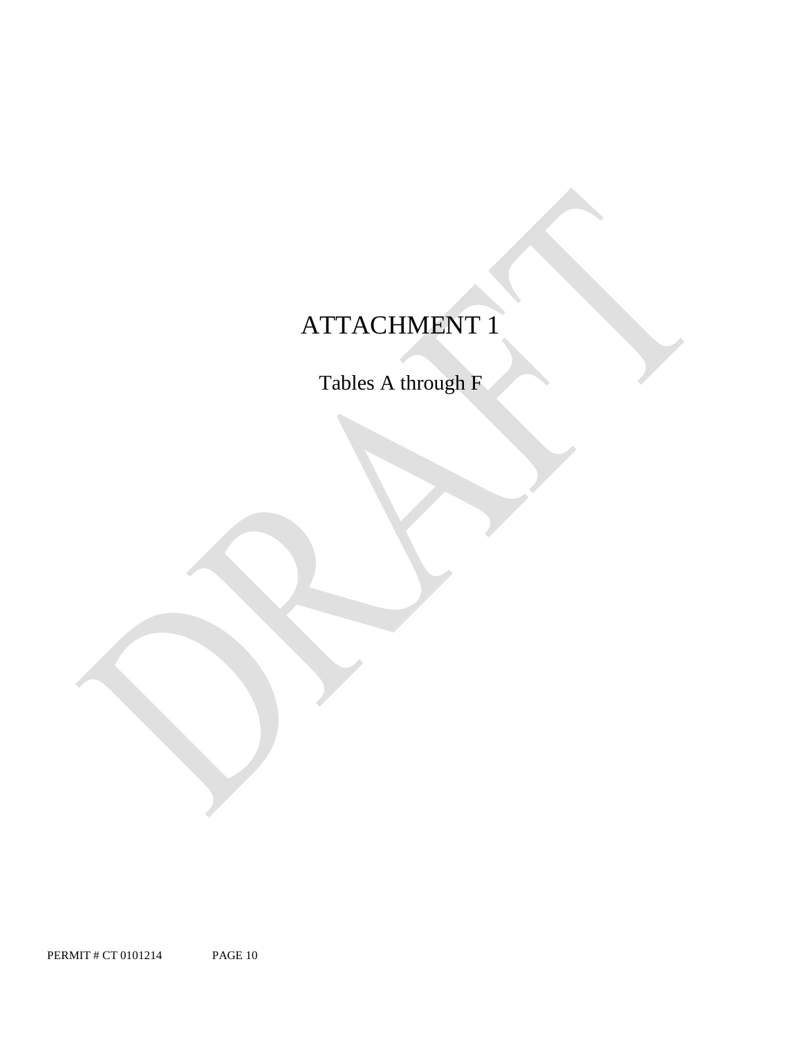# ATTACHMENT 1

Tables A through F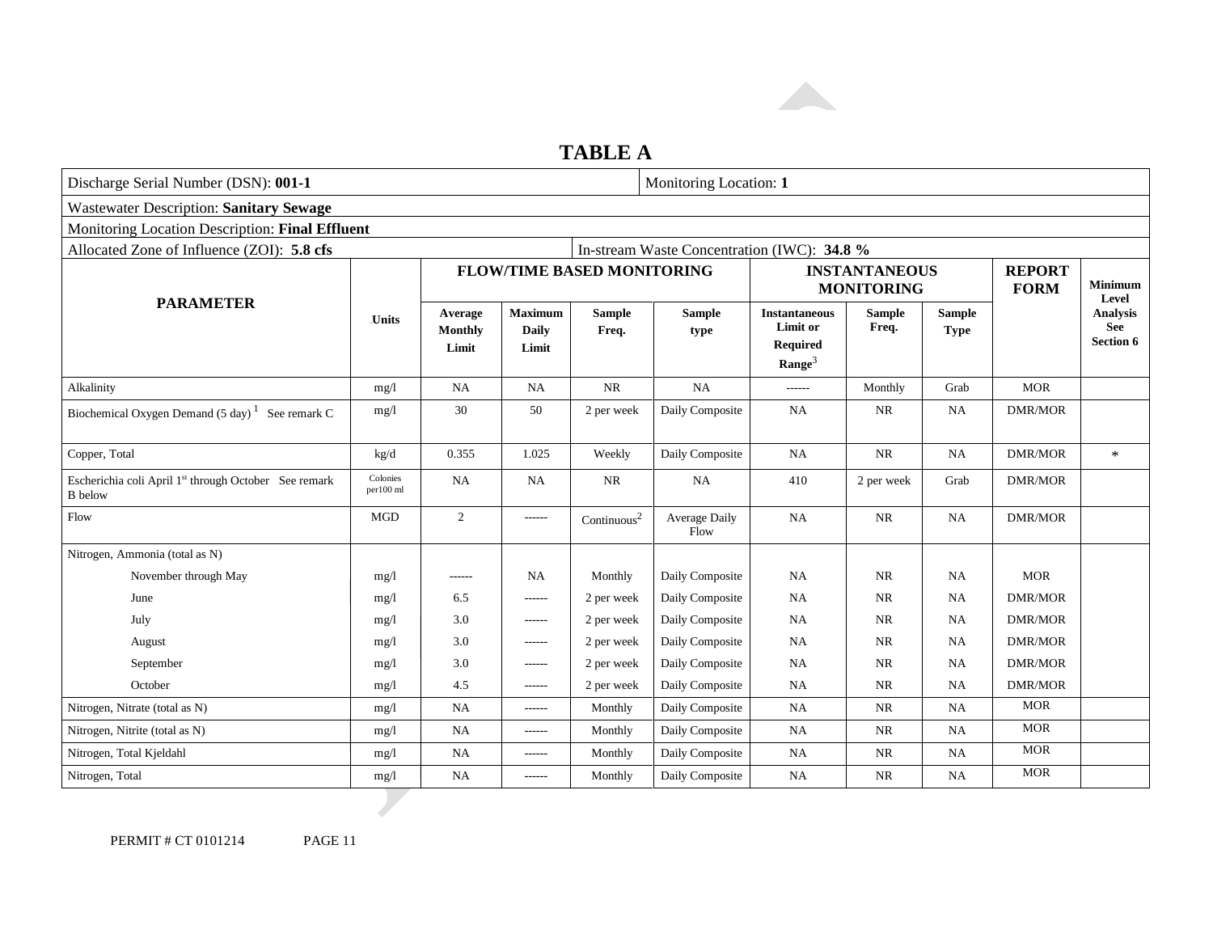# TABLE A

| Discharge Serial Number (DSN): **001-1** | | | | | | Monitoring Location: **1** | | | | |
|---|---|---|---|---|---|---|---|---|---|---|
| Wastewater Description: **Sanitary Sewage** | | | | | | | | | | |
| Monitoring Location Description: **Final Effluent** | | | | | | | | | | |
| Allocated Zone of Influence (ZOI): **5.8 cfs** | | | | | In-stream Waste Concentration (IWC): **34.8 %** | | | | | |
| **PARAMETER** | **Units** | **FLOW/TIME BASED MONITORING** | | | | **INSTANTANEOUS MONITORING** | | | **REPORT FORM** | **Minimum Level Analysis See Section 6** |
| | | **Average Monthly Limit** | **Maximum Daily Limit** | **Sample Freq.** | **Sample type** | **Instantaneous Limit or Required Range[3]** | **Sample Freq.** | **Sample Type** | | |
| Alkalinity | mg/l | NA | NA | NR | NA | ------ | Monthly | Grab | MOR | |
| Biochemical Oxygen Demand (5 day)[1] See remark C | mg/l | 30 | 50 | 2 per week | Daily Composite | NA | NR | NA | DMR/MOR | |
| Copper, Total | kg/d | 0.355 | 1.025 | Weekly | Daily Composite | NA | NR | NA | DMR/MOR | * |
| Escherichia coli April 1st through October See remark B below | Colonies per100 ml | NA | NA | NR | NA | 410 | 2 per week | Grab | DMR/MOR | |
| Flow | MGD | 2 | ------ | Continuous[2] | Average Daily Flow | NA | NR | NA | DMR/MOR | |
| Nitrogen, Ammonia (total as N) | | | | | | | | | | |
| November through May | mg/l | ------ | NA | Monthly | Daily Composite | NA | NR | NA | MOR | |
| June | mg/l | 6.5 | ------ | 2 per week | Daily Composite | NA | NR | NA | DMR/MOR | |
| July | mg/l | 3.0 | ------ | 2 per week | Daily Composite | NA | NR | NA | DMR/MOR | |
| August | mg/l | 3.0 | ------ | 2 per week | Daily Composite | NA | NR | NA | DMR/MOR | |
| September | mg/l | 3.0 | ------ | 2 per week | Daily Composite | NA | NR | NA | DMR/MOR | |
| October | mg/l | 4.5 | ------ | 2 per week | Daily Composite | NA | NR | NA | DMR/MOR | |
| Nitrogen, Nitrate (total as N) | mg/l | NA | ------ | Monthly | Daily Composite | NA | NR | NA | MOR | |
| Nitrogen, Nitrite (total as N) | mg/l | NA | ------ | Monthly | Daily Composite | NA | NR | NA | MOR | |
| Nitrogen, Total Kjeldahl | mg/l | NA | ------ | Monthly | Daily Composite | NA | NR | NA | MOR | |
| Nitrogen, Total | mg/l | NA | ------ | Monthly | Daily Composite | NA | NR | NA | MOR | |

PERMIT # CT 0101214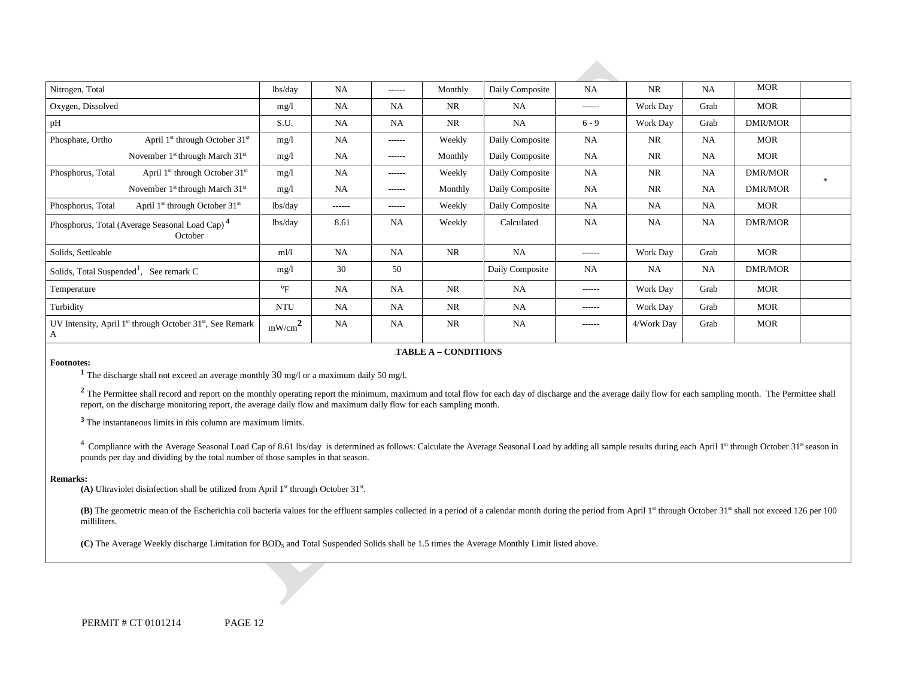| Nitrogen, Total | lbs/day | NA | ------ | Monthly | Daily Composite | NA | NR | NA | MOR | |
|---|---|---|---|---|---|---|---|---|---|---|
| Oxygen, Dissolved | mg/l | NA | NA | NR | NA | ------ | Work Day | Grab | MOR | |
| pH | S.U. | NA | NA | NR | NA | 6 - 9 | Work Day | Grab | DMR/MOR | |
| Phosphate, Ortho April 1st through October 31st | mg/l | NA | ------ | Weekly | Daily Composite | NA | NR | NA | MOR | |
| November 1st through March 31st | mg/l | NA | ------ | Monthly | Daily Composite | NA | NR | NA | MOR | |
| Phosphorus, Total April 1st through October 31st | mg/l | NA | ------ | Weekly | Daily Composite | NA | NR | NA | DMR/MOR | * |
| November 1st through March 31st | mg/l | NA | ------ | Monthly | Daily Composite | NA | NR | NA | DMR/MOR | |
| Phosphorus, Total April 1st through October 31st | lbs/day | ------ | ------ | Weekly | Daily Composite | NA | NA | NA | MOR | |
| Phosphorus, Total (Average Seasonal Load Cap) [4] October | lbs/day | 8.61 | NA | Weekly | Calculated | NA | NA | NA | DMR/MOR | |
| Solids, Settleable | ml/l | NA | NA | NR | NA | ------ | Work Day | Grab | MOR | |
| Solids, Total Suspended[1], See remark C | mg/l | 30 | 50 | | Daily Composite | NA | NA | NA | DMR/MOR | |
| Temperature | °F | NA | NA | NR | NA | ------ | Work Day | Grab | MOR | |
| Turbidity | NTU | NA | NA | NR | NA | ------ | Work Day | Grab | MOR | |
| UV Intensity, April 1st through October 31st, See Remark A | $mW/cm^2$ | NA | NA | NR | NA | ------ | 4/Work Day | Grab | MOR | |

**TABLE A – CONDITIONS**

**Footnotes:**

[1] The discharge shall not exceed an average monthly 30 mg/l or a maximum daily 50 mg/l.

[2] The Permittee shall record and report on the monthly operating report the minimum, maximum and total flow for each day of discharge and the average daily flow for each sampling month. The Permittee shall report, on the discharge monitoring report, the average daily flow and maximum daily flow for each sampling month.

[3] The instantaneous limits in this column are maximum limits.

[4] Compliance with the Average Seasonal Load Cap of 8.61 lbs/day is determined as follows: Calculate the Average Seasonal Load by adding all sample results during each April 1st through October 31st season in pounds per day and dividing by the total number of those samples in that season.

**Remarks:**

**(A)** Ultraviolet disinfection shall be utilized from April 1st through October 31st.

**(B)** The geometric mean of the Escherichia coli bacteria values for the effluent samples collected in a period of a calendar month during the period from April 1st through October 31st shall not exceed 126 per 100 milliliters.

**(C)** The Average Weekly discharge Limitation for $BOD_5$ and Total Suspended Solids shall be 1.5 times the Average Monthly Limit listed above.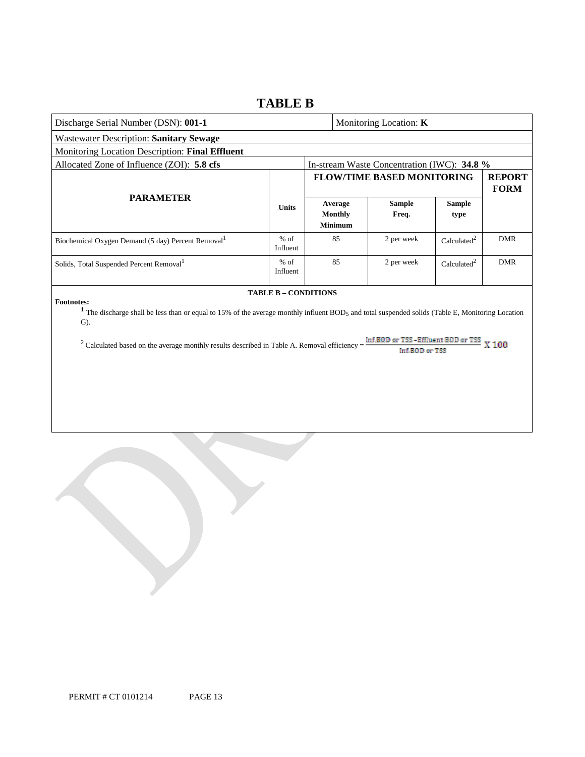# TABLE B

| Discharge Serial Number (DSN): **001-1** | | | Monitoring Location: **K** | | |
|---|---|---|---|---|---|
| Wastewater Description: **Sanitary Sewage** | | | | | |
| Monitoring Location Description: **Final Effluent** | | | | | |
| Allocated Zone of Influence (ZOI): **5.8 cfs** | | In-stream Waste Concentration (IWC): **34.8 %** | | | |
| **PARAMETER** | **Units** | **FLOW/TIME BASED MONITORING** | | | **REPORT FORM** |
| | | **Average Monthly Minimum** | **Sample Freq.** | **Sample type** | |
| Biochemical Oxygen Demand (5 day) Percent Removal[1] | % of Influent | 85 | 2 per week | Calculated[2] | DMR |
| Solids, Total Suspended Percent Removal[1] | % of Influent | 85 | 2 per week | Calculated[2] | DMR |

**TABLE B – CONDITIONS**

**Footnotes:**

[1] The discharge shall be less than or equal to 15% of the average monthly influent $BOD_5$ and total suspended solids (Table E, Monitoring Location G).

[2] Calculated based on the average monthly results described in Table A. Removal efficiency = $\frac{\text{Inf.BOD or TSS} - \text{Effluent BOD or TSS}}{\text{Inf.BOD or TSS}} \text{ X } 100$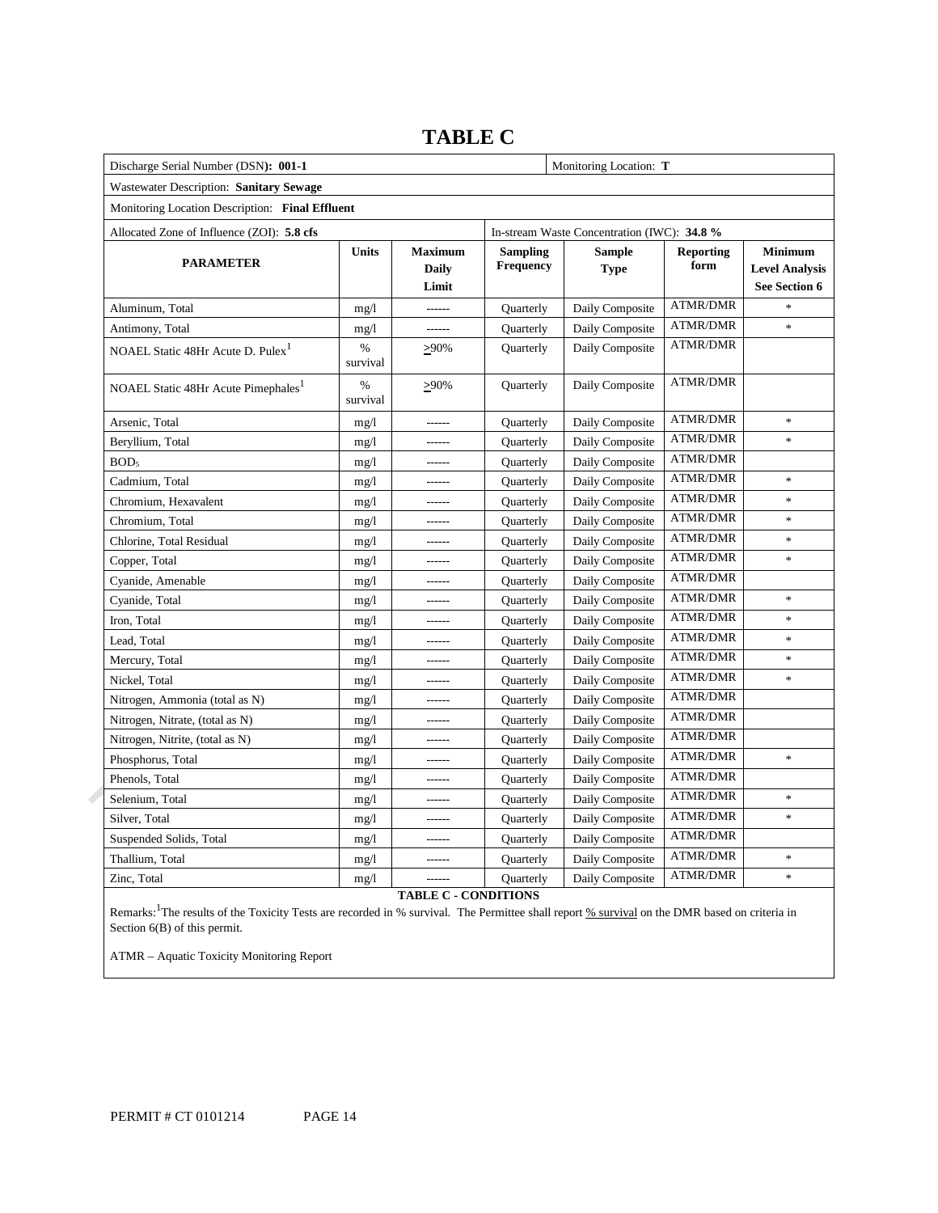# TABLE C

| Discharge Serial Number (DSN): **001-1** | | | | Monitoring Location: **T** | | |
|---|---|---|---|---|---|---|
| Wastewater Description: **Sanitary Sewage** | | | | | | |
| Monitoring Location Description: **Final Effluent** | | | | | | |
| Allocated Zone of Influence (ZOI): **5.8 cfs** | | | In-stream Waste Concentration (IWC): **34.8 %** | | | |
| **PARAMETER** | **Units** | **Maximum Daily Limit** | **Sampling Frequency** | **Sample Type** | **Reporting form** | **Minimum Level Analysis See Section 6** |
| Aluminum, Total | mg/l | ------ | Quarterly | Daily Composite | ATMR/DMR | * |
| Antimony, Total | mg/l | ------ | Quarterly | Daily Composite | ATMR/DMR | * |
| NOAEL Static 48Hr Acute D. Pulex[1] | % survival | ≥90% | Quarterly | Daily Composite | ATMR/DMR | |
| NOAEL Static 48Hr Acute Pimephales[1] | % survival | ≥90% | Quarterly | Daily Composite | ATMR/DMR | |
| Arsenic, Total | mg/l | ------ | Quarterly | Daily Composite | ATMR/DMR | * |
| Beryllium, Total | mg/l | ------ | Quarterly | Daily Composite | ATMR/DMR | * |
| $BOD_5$ | mg/l | ------ | Quarterly | Daily Composite | ATMR/DMR | |
| Cadmium, Total | mg/l | ------ | Quarterly | Daily Composite | ATMR/DMR | * |
| Chromium, Hexavalent | mg/l | ------ | Quarterly | Daily Composite | ATMR/DMR | * |
| Chromium, Total | mg/l | ------ | Quarterly | Daily Composite | ATMR/DMR | * |
| Chlorine, Total Residual | mg/l | ------ | Quarterly | Daily Composite | ATMR/DMR | * |
| Copper, Total | mg/l | ------ | Quarterly | Daily Composite | ATMR/DMR | * |
| Cyanide, Amenable | mg/l | ------ | Quarterly | Daily Composite | ATMR/DMR | |
| Cyanide, Total | mg/l | ------ | Quarterly | Daily Composite | ATMR/DMR | * |
| Iron, Total | mg/l | ------ | Quarterly | Daily Composite | ATMR/DMR | * |
| Lead, Total | mg/l | ------ | Quarterly | Daily Composite | ATMR/DMR | * |
| Mercury, Total | mg/l | ------ | Quarterly | Daily Composite | ATMR/DMR | * |
| Nickel, Total | mg/l | ------ | Quarterly | Daily Composite | ATMR/DMR | * |
| Nitrogen, Ammonia (total as N) | mg/l | ------ | Quarterly | Daily Composite | ATMR/DMR | |
| Nitrogen, Nitrate, (total as N) | mg/l | ------ | Quarterly | Daily Composite | ATMR/DMR | |
| Nitrogen, Nitrite, (total as N) | mg/l | ------ | Quarterly | Daily Composite | ATMR/DMR | |
| Phosphorus, Total | mg/l | ------ | Quarterly | Daily Composite | ATMR/DMR | * |
| Phenols, Total | mg/l | ------ | Quarterly | Daily Composite | ATMR/DMR | |
| Selenium, Total | mg/l | ------ | Quarterly | Daily Composite | ATMR/DMR | * |
| Silver, Total | mg/l | ------ | Quarterly | Daily Composite | ATMR/DMR | * |
| Suspended Solids, Total | mg/l | ------ | Quarterly | Daily Composite | ATMR/DMR | |
| Thallium, Total | mg/l | ------ | Quarterly | Daily Composite | ATMR/DMR | * |
| Zinc, Total | mg/l | ------ | Quarterly | Daily Composite | ATMR/DMR | * |

**TABLE C - CONDITIONS**

Remarks:[1]The results of the Toxicity Tests are recorded in % survival. The Permittee shall report % survival on the DMR based on criteria in Section 6(B) of this permit.

ATMR – Aquatic Toxicity Monitoring Report

PERMIT # CT 0101214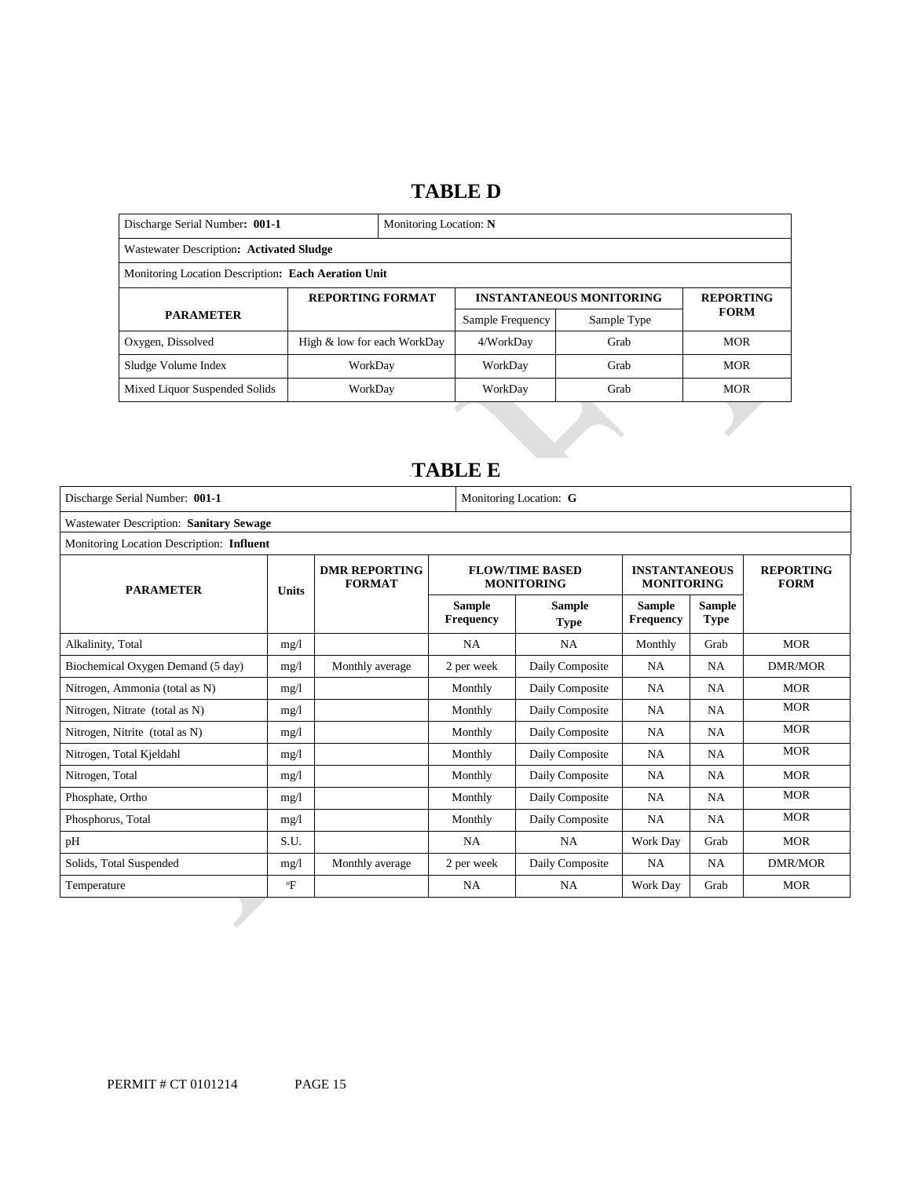# TABLE D

| Discharge Serial Number: **001-1** | | Monitoring Location: **N** | | |
|---|---|---|---|---|
| Wastewater Description: **Activated Sludge** | | | | |
| Monitoring Location Description: **Each Aeration Unit** | | | | |
| **PARAMETER** | **REPORTING FORMAT** | **INSTANTANEOUS MONITORING** | | **REPORTING FORM** |
| | | Sample Frequency | Sample Type | |
| Oxygen, Dissolved | High & low for each WorkDay | 4/WorkDay | Grab | MOR |
| Sludge Volume Index | WorkDay | WorkDay | Grab | MOR |
| Mixed Liquor Suspended Solids | WorkDay | WorkDay | Grab | MOR |

# TABLE E

| Discharge Serial Number: **001-1** | | | | Monitoring Location: **G** | | | |
|---|---|---|---|---|---|---|---|
| Wastewater Description: **Sanitary Sewage** | | | | | | | |
| Monitoring Location Description: **Influent** | | | | | | | |
| **PARAMETER** | **Units** | **DMR REPORTING FORMAT** | **FLOW/TIME BASED MONITORING** | | **INSTANTANEOUS MONITORING** | | **REPORTING FORM** |
| | | | **Sample Frequency** | **Sample Type** | **Sample Frequency** | **Sample Type** | |
| Alkalinity, Total | mg/l | | NA | NA | Monthly | Grab | MOR |
| Biochemical Oxygen Demand (5 day) | mg/l | Monthly average | 2 per week | Daily Composite | NA | NA | DMR/MOR |
| Nitrogen, Ammonia (total as N) | mg/l | | Monthly | Daily Composite | NA | NA | MOR |
| Nitrogen, Nitrate (total as N) | mg/l | | Monthly | Daily Composite | NA | NA | MOR |
| Nitrogen, Nitrite (total as N) | mg/l | | Monthly | Daily Composite | NA | NA | MOR |
| Nitrogen, Total Kjeldahl | mg/l | | Monthly | Daily Composite | NA | NA | MOR |
| Nitrogen, Total | mg/l | | Monthly | Daily Composite | NA | NA | MOR |
| Phosphate, Ortho | mg/l | | Monthly | Daily Composite | NA | NA | MOR |
| Phosphorus, Total | mg/l | | Monthly | Daily Composite | NA | NA | MOR |
| pH | S.U. | | NA | NA | Work Day | Grab | MOR |
| Solids, Total Suspended | mg/l | Monthly average | 2 per week | Daily Composite | NA | NA | DMR/MOR |
| Temperature | °F | | NA | NA | Work Day | Grab | MOR |

PERMIT # CT 0101214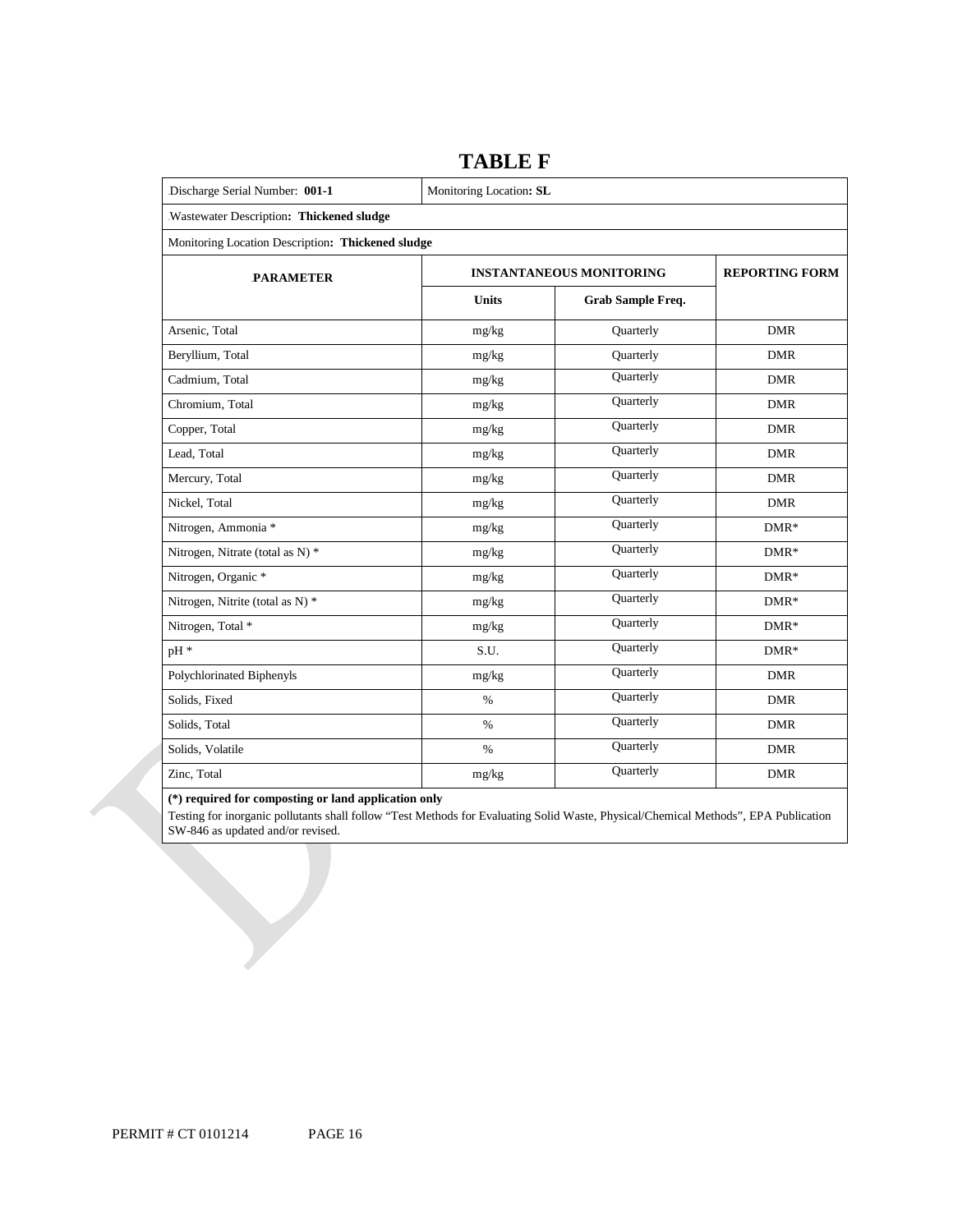# TABLE F

| Discharge Serial Number: **001-1** | Monitoring Location**: SL** | | |
|---|---|---|---|
| Wastewater Description**: Thickened sludge** | | | |
| Monitoring Location Description**: Thickened sludge** | | | |
| **PARAMETER** | **INSTANTANEOUS MONITORING** | | **REPORTING FORM** |
| | **Units** | **Grab Sample Freq.** | |
| Arsenic, Total | mg/kg | Quarterly | DMR |
| Beryllium, Total | mg/kg | Quarterly | DMR |
| Cadmium, Total | mg/kg | Quarterly | DMR |
| Chromium, Total | mg/kg | Quarterly | DMR |
| Copper, Total | mg/kg | Quarterly | DMR |
| Lead, Total | mg/kg | Quarterly | DMR |
| Mercury, Total | mg/kg | Quarterly | DMR |
| Nickel, Total | mg/kg | Quarterly | DMR |
| Nitrogen, Ammonia * | mg/kg | Quarterly | DMR* |
| Nitrogen, Nitrate (total as N) * | mg/kg | Quarterly | DMR* |
| Nitrogen, Organic * | mg/kg | Quarterly | DMR* |
| Nitrogen, Nitrite (total as N) * | mg/kg | Quarterly | DMR* |
| Nitrogen, Total * | mg/kg | Quarterly | DMR* |
| pH * | S.U. | Quarterly | DMR* |
| Polychlorinated Biphenyls | mg/kg | Quarterly | DMR |
| Solids, Fixed | % | Quarterly | DMR |
| Solids, Total | % | Quarterly | DMR |
| Solids, Volatile | % | Quarterly | DMR |
| Zinc, Total | mg/kg | Quarterly | DMR |

**(*) required for composting or land application only**

Testing for inorganic pollutants shall follow "Test Methods for Evaluating Solid Waste, Physical/Chemical Methods", EPA Publication SW-846 as updated and/or revised.

PERMIT # CT 0101214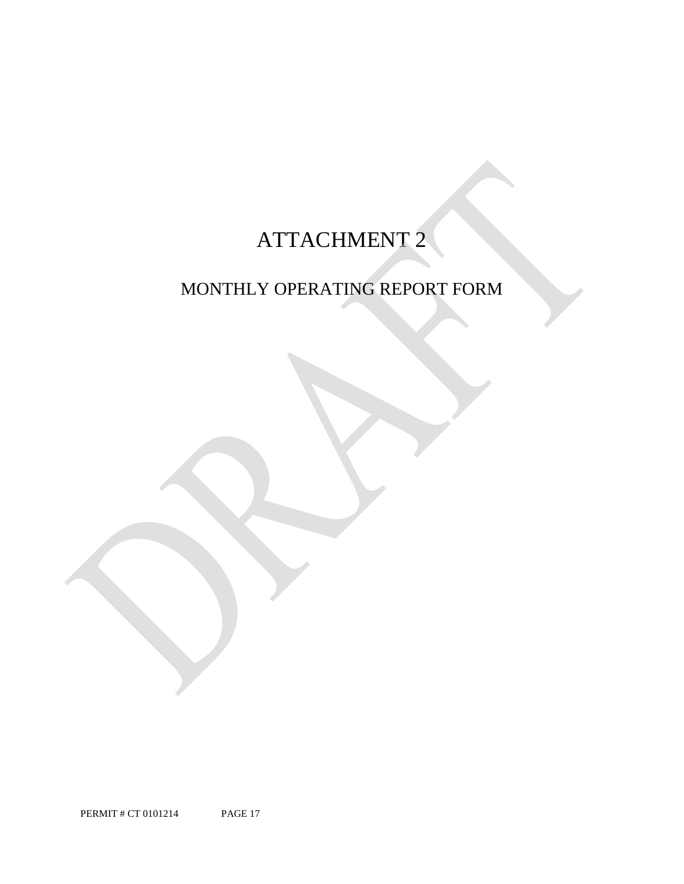# ATTACHMENT 2

## MONTHLY OPERATING REPORT FORM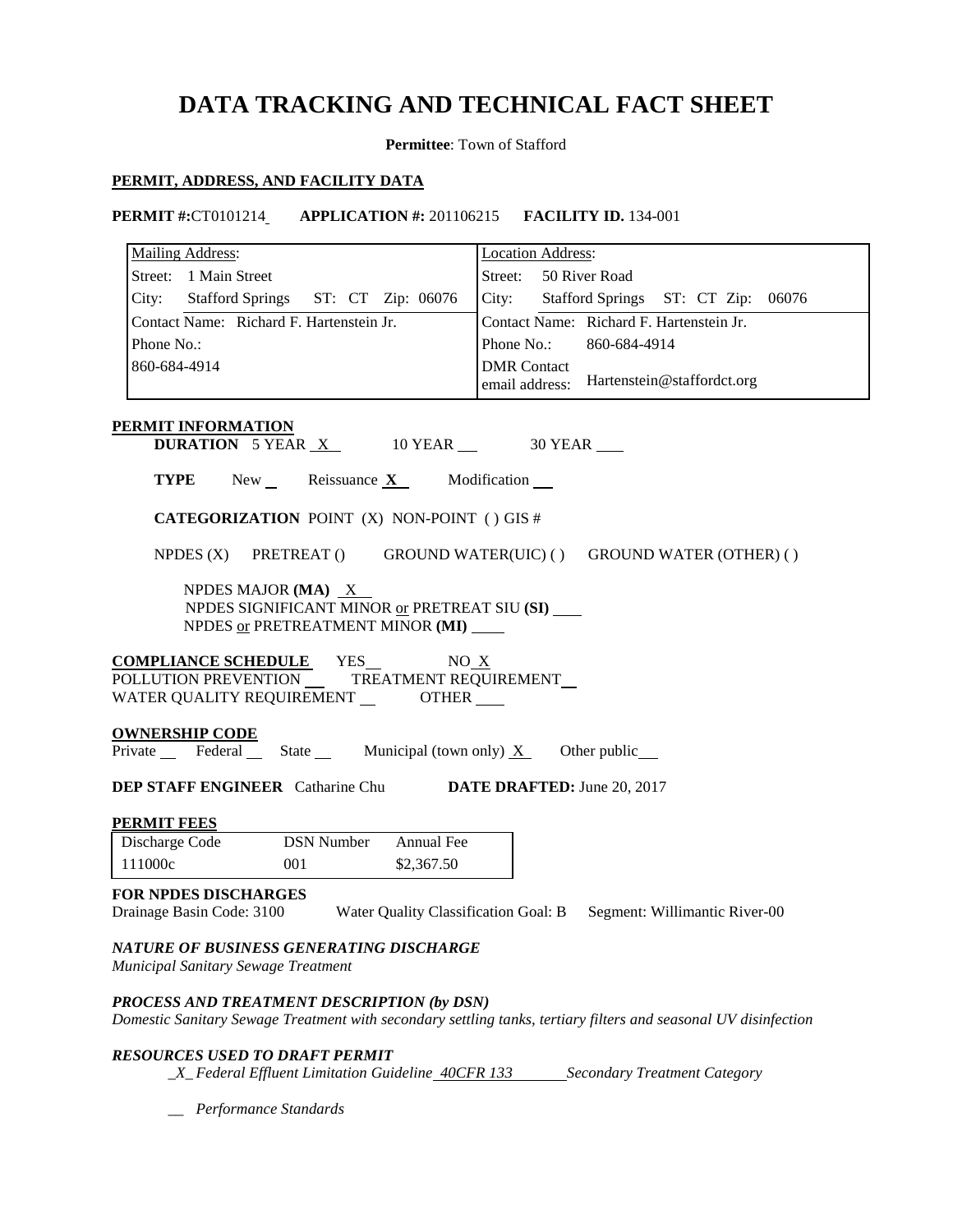# DATA TRACKING AND TECHNICAL FACT SHEET

**Permittee**: Town of Stafford

**PERMIT, ADDRESS, AND FACILITY DATA**

**PERMIT #:**CT0101214 **APPLICATION #:** 201106215 **FACILITY ID.** 134-001

| Mailing Address: | Location Address: |
|---|---|
| Street: 1 Main Street | Street: 50 River Road |
| City: Stafford Springs ST: CT Zip: 06076 | City: Stafford Springs ST: CT Zip: 06076 |
| Contact Name: Richard F. Hartenstein Jr. | Contact Name: Richard F. Hartenstein Jr. |
| Phone No.: 860-684-4914 | Phone No.: 860-684-4914 |
| | DMR Contact email address: Hartenstein@staffordct.org |

**PERMIT INFORMATION**

**DURATION** 5 YEAR X 10 YEAR __ 30 YEAR __

**TYPE** New __ Reissuance **X** Modification __

**CATEGORIZATION** POINT (X) NON-POINT ( ) GIS #

NPDES (X) PRETREAT () GROUND WATER(UIC) ( ) GROUND WATER (OTHER) ( )

NPDES MAJOR **(MA)** X
NPDES SIGNIFICANT MINOR or PRETREAT SIU **(SI)** __
NPDES or PRETREATMENT MINOR **(MI)** __

**COMPLIANCE SCHEDULE** YES__ NO X
POLLUTION PREVENTION __ TREATMENT REQUIREMENT__
WATER QUALITY REQUIREMENT __ OTHER __

**OWNERSHIP CODE**
Private __ Federal __ State __ Municipal (town only) X Other public__

**DEP STAFF ENGINEER** Catharine Chu **DATE DRAFTED:** June 20, 2017

**PERMIT FEES**

| Discharge Code | DSN Number | Annual Fee |
|---|---|---|
| 111000c | 001 | $2,367.50 |

**FOR NPDES DISCHARGES**
Drainage Basin Code: 3100 Water Quality Classification Goal: B Segment: Willimantic River-00

***NATURE OF BUSINESS GENERATING DISCHARGE***
*Municipal Sanitary Sewage Treatment*

***PROCESS AND TREATMENT DESCRIPTION (by DSN)***
*Domestic Sanitary Sewage Treatment with secondary settling tanks, tertiary filters and seasonal UV disinfection*

***RESOURCES USED TO DRAFT PERMIT***

*_X_ Federal Effluent Limitation Guideline 40CFR 133 Secondary Treatment Category*

*__ Performance Standards*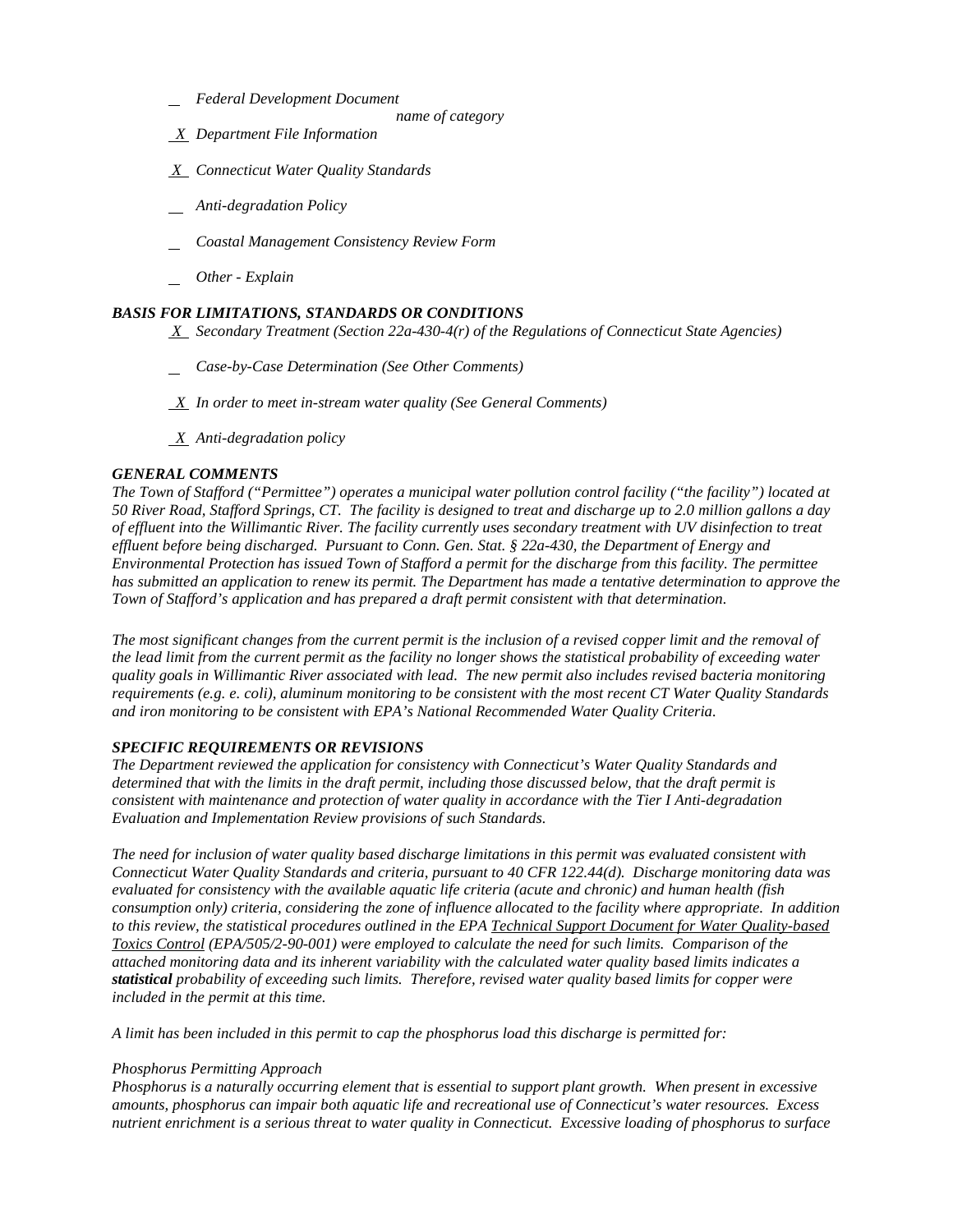*__ Federal Development Document*
*name of category*

*_X_ Department File Information*

*_X_ Connecticut Water Quality Standards*

*__ Anti-degradation Policy*

*__ Coastal Management Consistency Review Form*

*__ Other - Explain*

### *BASIS FOR LIMITATIONS, STANDARDS OR CONDITIONS*

*_X_ Secondary Treatment (Section 22a-430-4(r) of the Regulations of Connecticut State Agencies)*

*__ Case-by-Case Determination (See Other Comments)*

*_X_ In order to meet in-stream water quality (See General Comments)*

*_X_ Anti-degradation policy*

### *GENERAL COMMENTS*

*The Town of Stafford ("Permittee") operates a municipal water pollution control facility ("the facility") located at 50 River Road, Stafford Springs, CT. The facility is designed to treat and discharge up to 2.0 million gallons a day of effluent into the Willimantic River. The facility currently uses secondary treatment with UV disinfection to treat effluent before being discharged. Pursuant to Conn. Gen. Stat. § 22a-430, the Department of Energy and Environmental Protection has issued Town of Stafford a permit for the discharge from this facility. The permittee has submitted an application to renew its permit. The Department has made a tentative determination to approve the Town of Stafford's application and has prepared a draft permit consistent with that determination.*

*The most significant changes from the current permit is the inclusion of a revised copper limit and the removal of the lead limit from the current permit as the facility no longer shows the statistical probability of exceeding water quality goals in Willimantic River associated with lead. The new permit also includes revised bacteria monitoring requirements (e.g. e. coli), aluminum monitoring to be consistent with the most recent CT Water Quality Standards and iron monitoring to be consistent with EPA's National Recommended Water Quality Criteria.*

### *SPECIFIC REQUIREMENTS OR REVISIONS*

*The Department reviewed the application for consistency with Connecticut's Water Quality Standards and determined that with the limits in the draft permit, including those discussed below, that the draft permit is consistent with maintenance and protection of water quality in accordance with the Tier I Anti-degradation Evaluation and Implementation Review provisions of such Standards.*

*The need for inclusion of water quality based discharge limitations in this permit was evaluated consistent with Connecticut Water Quality Standards and criteria, pursuant to 40 CFR 122.44(d). Discharge monitoring data was evaluated for consistency with the available aquatic life criteria (acute and chronic) and human health (fish consumption only) criteria, considering the zone of influence allocated to the facility where appropriate. In addition to this review, the statistical procedures outlined in the EPA Technical Support Document for Water Quality-based Toxics Control (EPA/505/2-90-001) were employed to calculate the need for such limits. Comparison of the attached monitoring data and its inherent variability with the calculated water quality based limits indicates a* ***statistical*** *probability of exceeding such limits. Therefore, revised water quality based limits for copper were included in the permit at this time.*

*A limit has been included in this permit to cap the phosphorus load this discharge is permitted for:*

*Phosphorus Permitting Approach*
*Phosphorus is a naturally occurring element that is essential to support plant growth. When present in excessive amounts, phosphorus can impair both aquatic life and recreational use of Connecticut's water resources. Excess nutrient enrichment is a serious threat to water quality in Connecticut. Excessive loading of phosphorus to surface*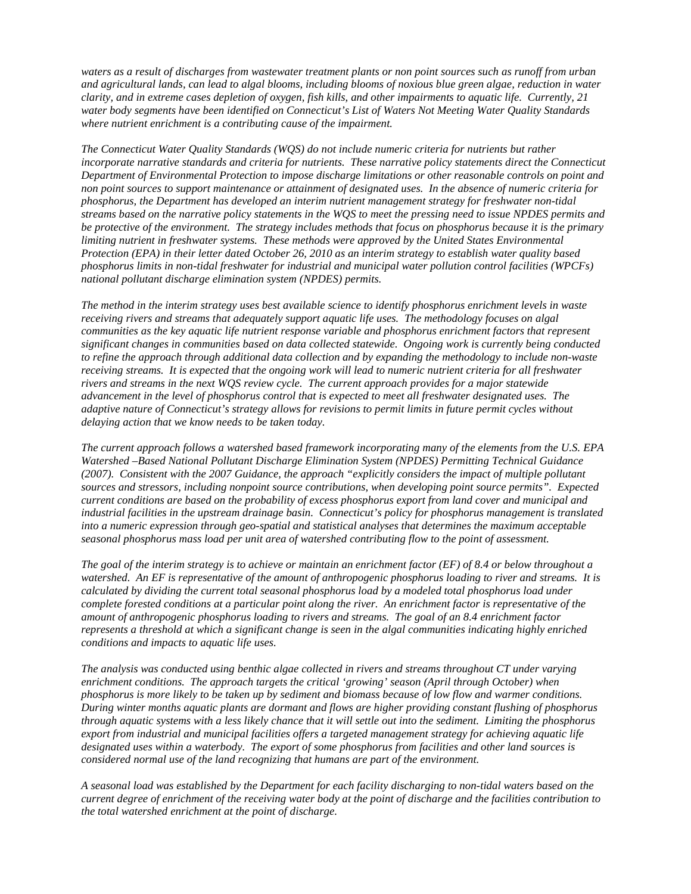*waters as a result of discharges from wastewater treatment plants or non point sources such as runoff from urban and agricultural lands, can lead to algal blooms, including blooms of noxious blue green algae, reduction in water clarity, and in extreme cases depletion of oxygen, fish kills, and other impairments to aquatic life. Currently, 21 water body segments have been identified on Connecticut's List of Waters Not Meeting Water Quality Standards where nutrient enrichment is a contributing cause of the impairment.*

*The Connecticut Water Quality Standards (WQS) do not include numeric criteria for nutrients but rather incorporate narrative standards and criteria for nutrients. These narrative policy statements direct the Connecticut Department of Environmental Protection to impose discharge limitations or other reasonable controls on point and non point sources to support maintenance or attainment of designated uses. In the absence of numeric criteria for phosphorus, the Department has developed an interim nutrient management strategy for freshwater non-tidal streams based on the narrative policy statements in the WQS to meet the pressing need to issue NPDES permits and be protective of the environment. The strategy includes methods that focus on phosphorus because it is the primary limiting nutrient in freshwater systems. These methods were approved by the United States Environmental Protection (EPA) in their letter dated October 26, 2010 as an interim strategy to establish water quality based phosphorus limits in non-tidal freshwater for industrial and municipal water pollution control facilities (WPCFs) national pollutant discharge elimination system (NPDES) permits.*

*The method in the interim strategy uses best available science to identify phosphorus enrichment levels in waste receiving rivers and streams that adequately support aquatic life uses. The methodology focuses on algal communities as the key aquatic life nutrient response variable and phosphorus enrichment factors that represent significant changes in communities based on data collected statewide. Ongoing work is currently being conducted to refine the approach through additional data collection and by expanding the methodology to include non-waste receiving streams. It is expected that the ongoing work will lead to numeric nutrient criteria for all freshwater rivers and streams in the next WQS review cycle. The current approach provides for a major statewide advancement in the level of phosphorus control that is expected to meet all freshwater designated uses. The adaptive nature of Connecticut's strategy allows for revisions to permit limits in future permit cycles without delaying action that we know needs to be taken today.*

*The current approach follows a watershed based framework incorporating many of the elements from the U.S. EPA Watershed –Based National Pollutant Discharge Elimination System (NPDES) Permitting Technical Guidance (2007). Consistent with the 2007 Guidance, the approach "explicitly considers the impact of multiple pollutant sources and stressors, including nonpoint source contributions, when developing point source permits". Expected current conditions are based on the probability of excess phosphorus export from land cover and municipal and industrial facilities in the upstream drainage basin. Connecticut's policy for phosphorus management is translated into a numeric expression through geo-spatial and statistical analyses that determines the maximum acceptable seasonal phosphorus mass load per unit area of watershed contributing flow to the point of assessment.*

*The goal of the interim strategy is to achieve or maintain an enrichment factor (EF) of 8.4 or below throughout a watershed. An EF is representative of the amount of anthropogenic phosphorus loading to river and streams. It is calculated by dividing the current total seasonal phosphorus load by a modeled total phosphorus load under complete forested conditions at a particular point along the river. An enrichment factor is representative of the amount of anthropogenic phosphorus loading to rivers and streams. The goal of an 8.4 enrichment factor represents a threshold at which a significant change is seen in the algal communities indicating highly enriched conditions and impacts to aquatic life uses.*

*The analysis was conducted using benthic algae collected in rivers and streams throughout CT under varying enrichment conditions. The approach targets the critical 'growing' season (April through October) when phosphorus is more likely to be taken up by sediment and biomass because of low flow and warmer conditions. During winter months aquatic plants are dormant and flows are higher providing constant flushing of phosphorus through aquatic systems with a less likely chance that it will settle out into the sediment. Limiting the phosphorus export from industrial and municipal facilities offers a targeted management strategy for achieving aquatic life designated uses within a waterbody. The export of some phosphorus from facilities and other land sources is considered normal use of the land recognizing that humans are part of the environment.*

*A seasonal load was established by the Department for each facility discharging to non-tidal waters based on the current degree of enrichment of the receiving water body at the point of discharge and the facilities contribution to the total watershed enrichment at the point of discharge.*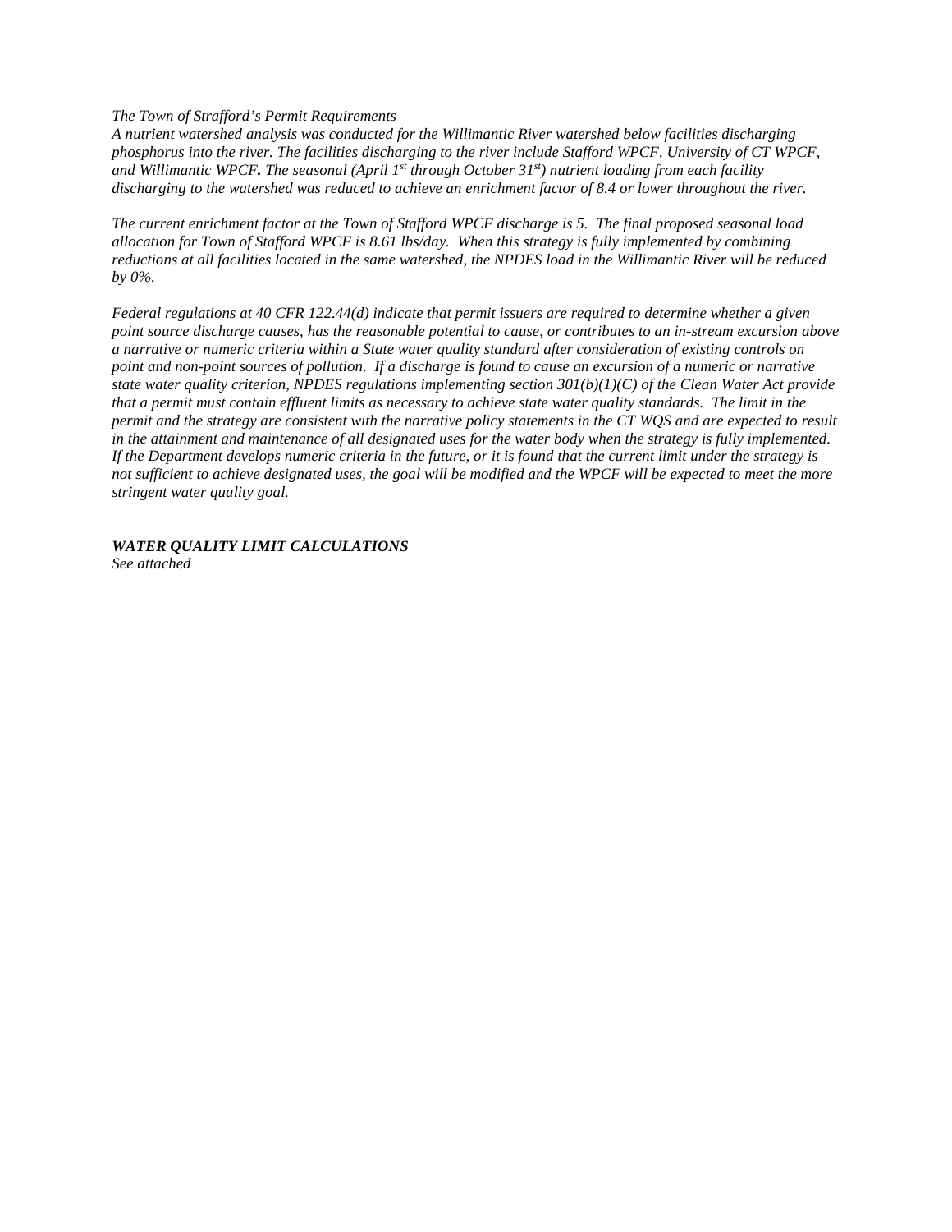*The Town of Strafford's Permit Requirements*
*A nutrient watershed analysis was conducted for the Willimantic River watershed below facilities discharging phosphorus into the river. The facilities discharging to the river include Stafford WPCF, University of CT WPCF, and Willimantic WPCF. The seasonal (April 1st through October 31st) nutrient loading from each facility discharging to the watershed was reduced to achieve an enrichment factor of 8.4 or lower throughout the river.*

*The current enrichment factor at the Town of Stafford WPCF discharge is 5. The final proposed seasonal load allocation for Town of Stafford WPCF is 8.61 lbs/day. When this strategy is fully implemented by combining reductions at all facilities located in the same watershed, the NPDES load in the Willimantic River will be reduced by 0%.*

*Federal regulations at 40 CFR 122.44(d) indicate that permit issuers are required to determine whether a given point source discharge causes, has the reasonable potential to cause, or contributes to an in-stream excursion above a narrative or numeric criteria within a State water quality standard after consideration of existing controls on point and non-point sources of pollution. If a discharge is found to cause an excursion of a numeric or narrative state water quality criterion, NPDES regulations implementing section 301(b)(1)(C) of the Clean Water Act provide that a permit must contain effluent limits as necessary to achieve state water quality standards. The limit in the permit and the strategy are consistent with the narrative policy statements in the CT WQS and are expected to result in the attainment and maintenance of all designated uses for the water body when the strategy is fully implemented. If the Department develops numeric criteria in the future, or it is found that the current limit under the strategy is not sufficient to achieve designated uses, the goal will be modified and the WPCF will be expected to meet the more stringent water quality goal.*

***WATER QUALITY LIMIT CALCULATIONS***
*See attached*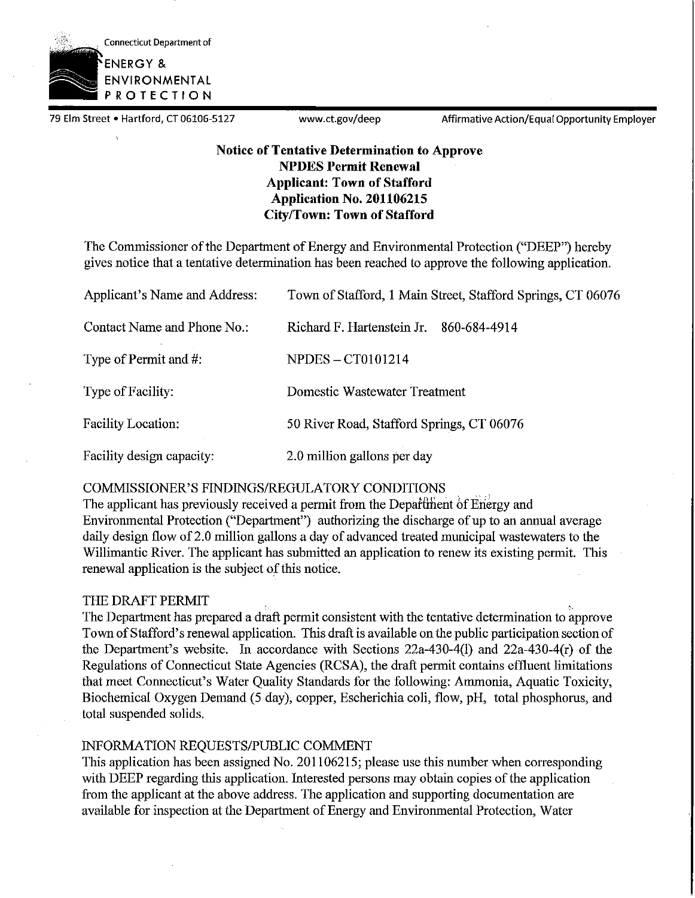Connecticut Department of

ENERGY &
ENVIRONMENTAL
PROTECTION

79 Elm Street • Hartford, CT 06106-5127 www.ct.gov/deep Affirmative Action/Equal Opportunity Employer

**Notice of Tentative Determination to Approve**
**NPDES Permit Renewal**
**Applicant: Town of Stafford**
**Application No. 201106215**
**City/Town: Town of Stafford**

The Commissioner of the Department of Energy and Environmental Protection ("DEEP") hereby gives notice that a tentative determination has been reached to approve the following application.

| | |
|---|---|
| Applicant's Name and Address: | Town of Stafford, 1 Main Street, Stafford Springs, CT 06076 |
| Contact Name and Phone No.: | Richard F. Hartenstein Jr. 860-684-4914 |
| Type of Permit and #: | NPDES – CT0101214 |
| Type of Facility: | Domestic Wastewater Treatment |
| Facility Location: | 50 River Road, Stafford Springs, CT 06076 |
| Facility design capacity: | 2.0 million gallons per day |

COMMISSIONER'S FINDINGS/REGULATORY CONDITIONS

The applicant has previously received a permit from the Department of Energy and Environmental Protection ("Department") authorizing the discharge of up to an annual average daily design flow of 2.0 million gallons a day of advanced treated municipal wastewaters to the Willimantic River. The applicant has submitted an application to renew its existing permit. This renewal application is the subject of this notice.

THE DRAFT PERMIT

The Department has prepared a draft permit consistent with the tentative determination to approve Town of Stafford's renewal application. This draft is available on the public participation section of the Department's website. In accordance with Sections 22a-430-4(l) and 22a-430-4(r) of the Regulations of Connecticut State Agencies (RCSA), the draft permit contains effluent limitations that meet Connecticut's Water Quality Standards for the following: Ammonia, Aquatic Toxicity, Biochemical Oxygen Demand (5 day), copper, Escherichia coli, flow, pH, total phosphorus, and total suspended solids.

INFORMATION REQUESTS/PUBLIC COMMENT

This application has been assigned No. 201106215; please use this number when corresponding with DEEP regarding this application. Interested persons may obtain copies of the application from the applicant at the above address. The application and supporting documentation are available for inspection at the Department of Energy and Environmental Protection, Water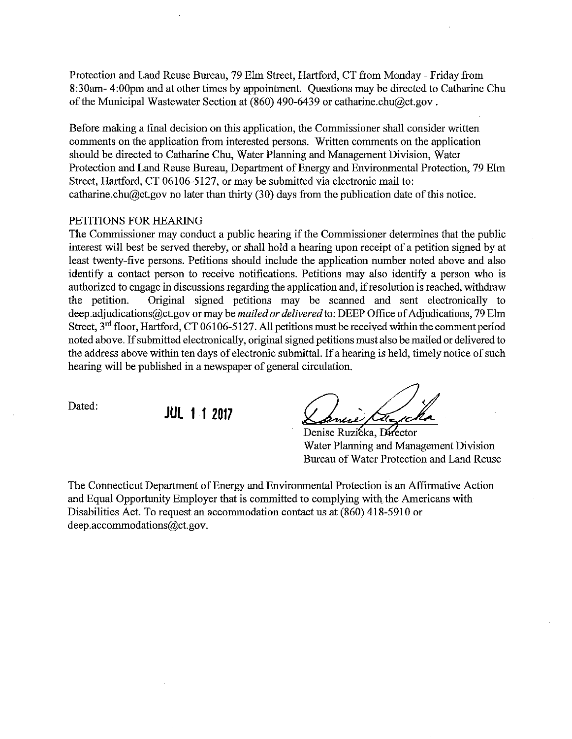Protection and Land Reuse Bureau, 79 Elm Street, Hartford, CT from Monday - Friday from 8:30am- 4:00pm and at other times by appointment. Questions may be directed to Catharine Chu of the Municipal Wastewater Section at (860) 490-6439 or catharine.chu@ct.gov .

Before making a final decision on this application, the Commissioner shall consider written comments on the application from interested persons. Written comments on the application should be directed to Catharine Chu, Water Planning and Management Division, Water Protection and Land Reuse Bureau, Department of Energy and Environmental Protection, 79 Elm Street, Hartford, CT 06106-5127, or may be submitted via electronic mail to: catharine.chu@ct.gov no later than thirty (30) days from the publication date of this notice.

PETITIONS FOR HEARING

The Commissioner may conduct a public hearing if the Commissioner determines that the public interest will best be served thereby, or shall hold a hearing upon receipt of a petition signed by at least twenty-five persons. Petitions should include the application number noted above and also identify a contact person to receive notifications. Petitions may also identify a person who is authorized to engage in discussions regarding the application and, if resolution is reached, withdraw the petition. Original signed petitions may be scanned and sent electronically to deep.adjudications@ct.gov or may be *mailed or delivered* to: DEEP Office of Adjudications, 79 Elm Street, 3rd floor, Hartford, CT 06106-5127. All petitions must be received within the comment period noted above. If submitted electronically, original signed petitions must also be mailed or delivered to the address above within ten days of electronic submittal. If a hearing is held, timely notice of such hearing will be published in a newspaper of general circulation.

Dated: **JUL 1 1 2017**

Denise Ruzicka, Director
Water Planning and Management Division
Bureau of Water Protection and Land Reuse

The Connecticut Department of Energy and Environmental Protection is an Affirmative Action and Equal Opportunity Employer that is committed to complying with the Americans with Disabilities Act. To request an accommodation contact us at (860) 418-5910 or deep.accommodations@ct.gov.